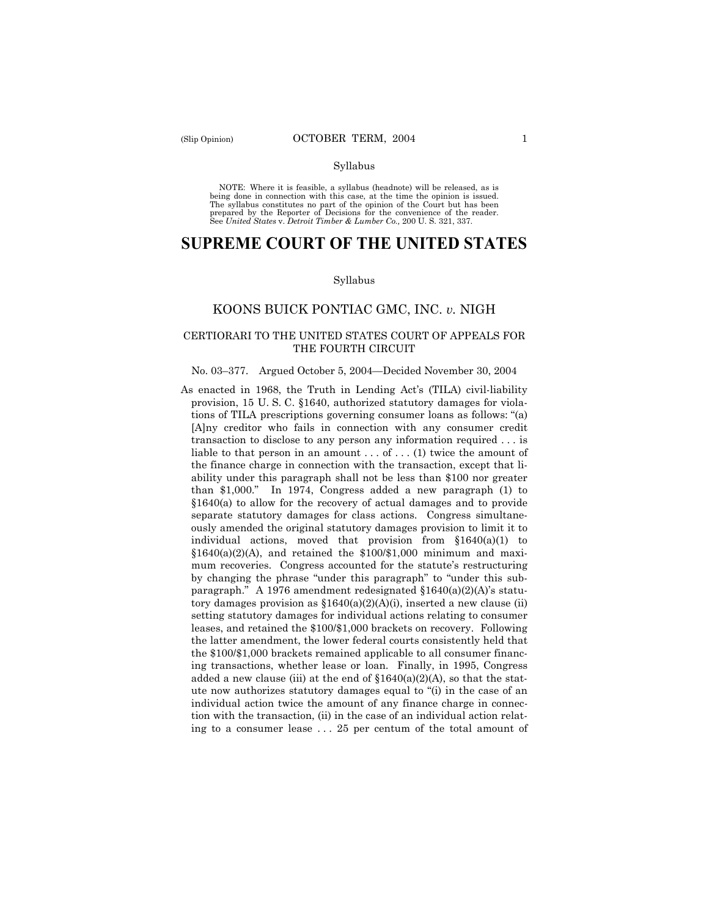NOTE: Where it is feasible, a syllabus (headnote) will be released, as is being done in connection with this case, at the time the opinion is issued. The syllabus constitutes no part of the opinion of the Court but has been prepared by the Reporter of Decisions for the convenience of the reader. See *United States* v. *Detroit Timber & Lumber Co.,* 200 U. S. 321, 337.

# SUPREME COURT OF THE UNITED STATES

Syllabus

## KOONS BUICK PONTIAC GMC, INC. *v.* NIGH

### CERTIORARI TO THE UNITED STATES COURT OF APPEALS FOR THE FOURTH CIRCUIT

No. 03–377. Argued October 5, 2004—Decided November 30, 2004

As enacted in 1968, the Truth in Lending Act's (TILA) civil-liability provision, 15 U. S. C. §1640, authorized statutory damages for violations of TILA prescriptions governing consumer loans as follows: "(a) [A]ny creditor who fails in connection with any consumer credit transaction to disclose to any person any information required . . . is liable to that person in an amount . . . of . . . (1) twice the amount of the finance charge in connection with the transaction, except that liability under this paragraph shall not be less than $100 nor greater than $1,000." In 1974, Congress added a new paragraph (1) to §1640(a) to allow for the recovery of actual damages and to provide separate statutory damages for class actions. Congress simultaneously amended the original statutory damages provision to limit it to individual actions, moved that provision from §1640(a)(1) to §1640(a)(2)(A), and retained the $100/$1,000 minimum and maximum recoveries. Congress accounted for the statute's restructuring by changing the phrase "under this paragraph" to "under this subparagraph." A 1976 amendment redesignated §1640(a)(2)(A)'s statutory damages provision as §1640(a)(2)(A)(i), inserted a new clause (ii) setting statutory damages for individual actions relating to consumer leases, and retained the $100/$1,000 brackets on recovery. Following the latter amendment, the lower federal courts consistently held that the $100/$1,000 brackets remained applicable to all consumer financing transactions, whether lease or loan. Finally, in 1995, Congress added a new clause (iii) at the end of §1640(a)(2)(A), so that the statute now authorizes statutory damages equal to "(i) in the case of an individual action twice the amount of any finance charge in connection with the transaction, (ii) in the case of an individual action relating to a consumer lease . . . 25 per centum of the total amount of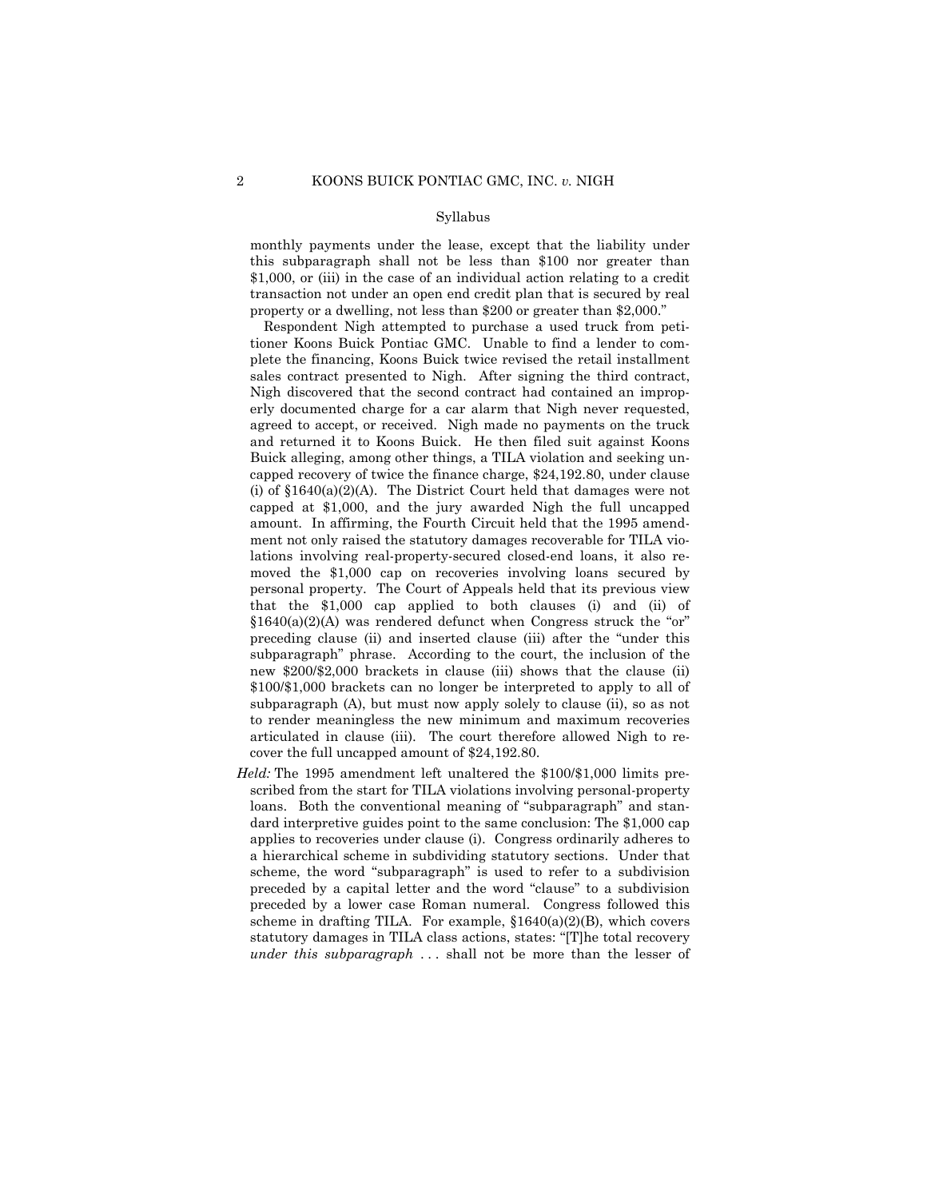monthly payments under the lease, except that the liability under this subparagraph shall not be less than $100 nor greater than $1,000, or (iii) in the case of an individual action relating to a credit transaction not under an open end credit plan that is secured by real property or a dwelling, not less than $200 or greater than $2,000."

Respondent Nigh attempted to purchase a used truck from petitioner Koons Buick Pontiac GMC. Unable to find a lender to complete the financing, Koons Buick twice revised the retail installment sales contract presented to Nigh. After signing the third contract, Nigh discovered that the second contract had contained an improperly documented charge for a car alarm that Nigh never requested, agreed to accept, or received. Nigh made no payments on the truck and returned it to Koons Buick. He then filed suit against Koons Buick alleging, among other things, a TILA violation and seeking uncapped recovery of twice the finance charge, $24,192.80, under clause (i) of §1640(a)(2)(A). The District Court held that damages were not capped at $1,000, and the jury awarded Nigh the full uncapped amount. In affirming, the Fourth Circuit held that the 1995 amendment not only raised the statutory damages recoverable for TILA violations involving real-property-secured closed-end loans, it also removed the $1,000 cap on recoveries involving loans secured by personal property. The Court of Appeals held that its previous view that the $1,000 cap applied to both clauses (i) and (ii) of §1640(a)(2)(A) was rendered defunct when Congress struck the "or" preceding clause (ii) and inserted clause (iii) after the "under this subparagraph" phrase. According to the court, the inclusion of the new $200/$2,000 brackets in clause (iii) shows that the clause (ii) $100/$1,000 brackets can no longer be interpreted to apply to all of subparagraph (A), but must now apply solely to clause (ii), so as not to render meaningless the new minimum and maximum recoveries articulated in clause (iii). The court therefore allowed Nigh to recover the full uncapped amount of $24,192.80.

*Held:* The 1995 amendment left unaltered the $100/$1,000 limits prescribed from the start for TILA violations involving personal-property loans. Both the conventional meaning of "subparagraph" and standard interpretive guides point to the same conclusion: The $1,000 cap applies to recoveries under clause (i). Congress ordinarily adheres to a hierarchical scheme in subdividing statutory sections. Under that scheme, the word "subparagraph" is used to refer to a subdivision preceded by a capital letter and the word "clause" to a subdivision preceded by a lower case Roman numeral. Congress followed this scheme in drafting TILA. For example, §1640(a)(2)(B), which covers statutory damages in TILA class actions, states: "[T]he total recovery *under this subparagraph* . . . shall not be more than the lesser of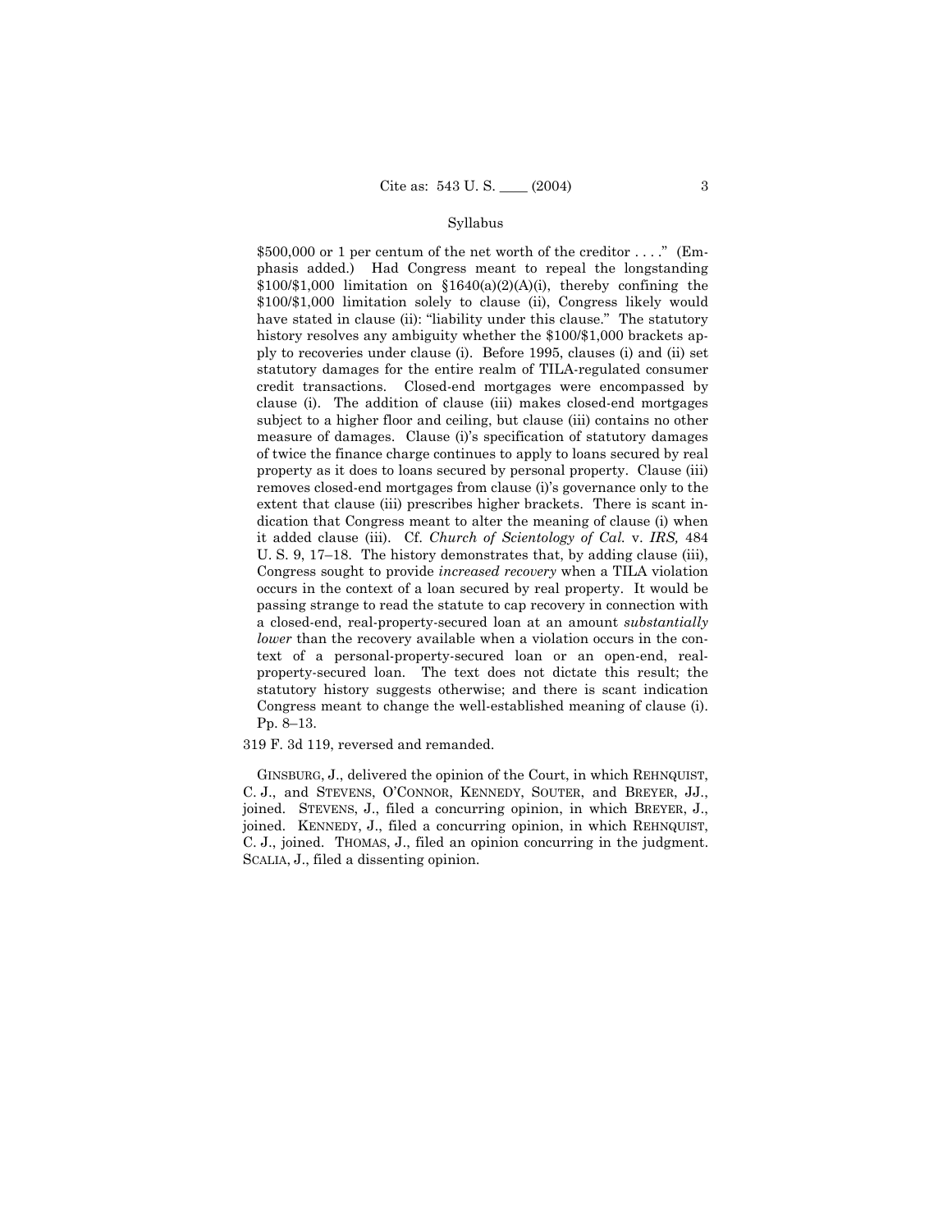$500,000 or 1 per centum of the net worth of the creditor . . . ." (Emphasis added.) Had Congress meant to repeal the longstanding $100/$1,000 limitation on §1640(a)(2)(A)(i), thereby confining the $100/$1,000 limitation solely to clause (ii), Congress likely would have stated in clause (ii): "liability under this clause." The statutory history resolves any ambiguity whether the $100/$1,000 brackets apply to recoveries under clause (i). Before 1995, clauses (i) and (ii) set statutory damages for the entire realm of TILA-regulated consumer credit transactions. Closed-end mortgages were encompassed by clause (i). The addition of clause (iii) makes closed-end mortgages subject to a higher floor and ceiling, but clause (iii) contains no other measure of damages. Clause (i)'s specification of statutory damages of twice the finance charge continues to apply to loans secured by real property as it does to loans secured by personal property. Clause (iii) removes closed-end mortgages from clause (i)'s governance only to the extent that clause (iii) prescribes higher brackets. There is scant indication that Congress meant to alter the meaning of clause (i) when it added clause (iii). Cf. *Church of Scientology of Cal.* v. *IRS,* 484 U. S. 9, 17–18. The history demonstrates that, by adding clause (iii), Congress sought to provide *increased recovery* when a TILA violation occurs in the context of a loan secured by real property. It would be passing strange to read the statute to cap recovery in connection with a closed-end, real-property-secured loan at an amount *substantially lower* than the recovery available when a violation occurs in the context of a personal-property-secured loan or an open-end, real-property-secured loan. The text does not dictate this result; the statutory history suggests otherwise; and there is scant indication Congress meant to change the well-established meaning of clause (i). Pp. 8–13.

319 F. 3d 119, reversed and remanded.

GINSBURG, J., delivered the opinion of the Court, in which REHNQUIST, C. J., and STEVENS, O'CONNOR, KENNEDY, SOUTER, and BREYER, JJ., joined. STEVENS, J., filed a concurring opinion, in which BREYER, J., joined. KENNEDY, J., filed a concurring opinion, in which REHNQUIST, C. J., joined. THOMAS, J., filed an opinion concurring in the judgment. SCALIA, J., filed a dissenting opinion.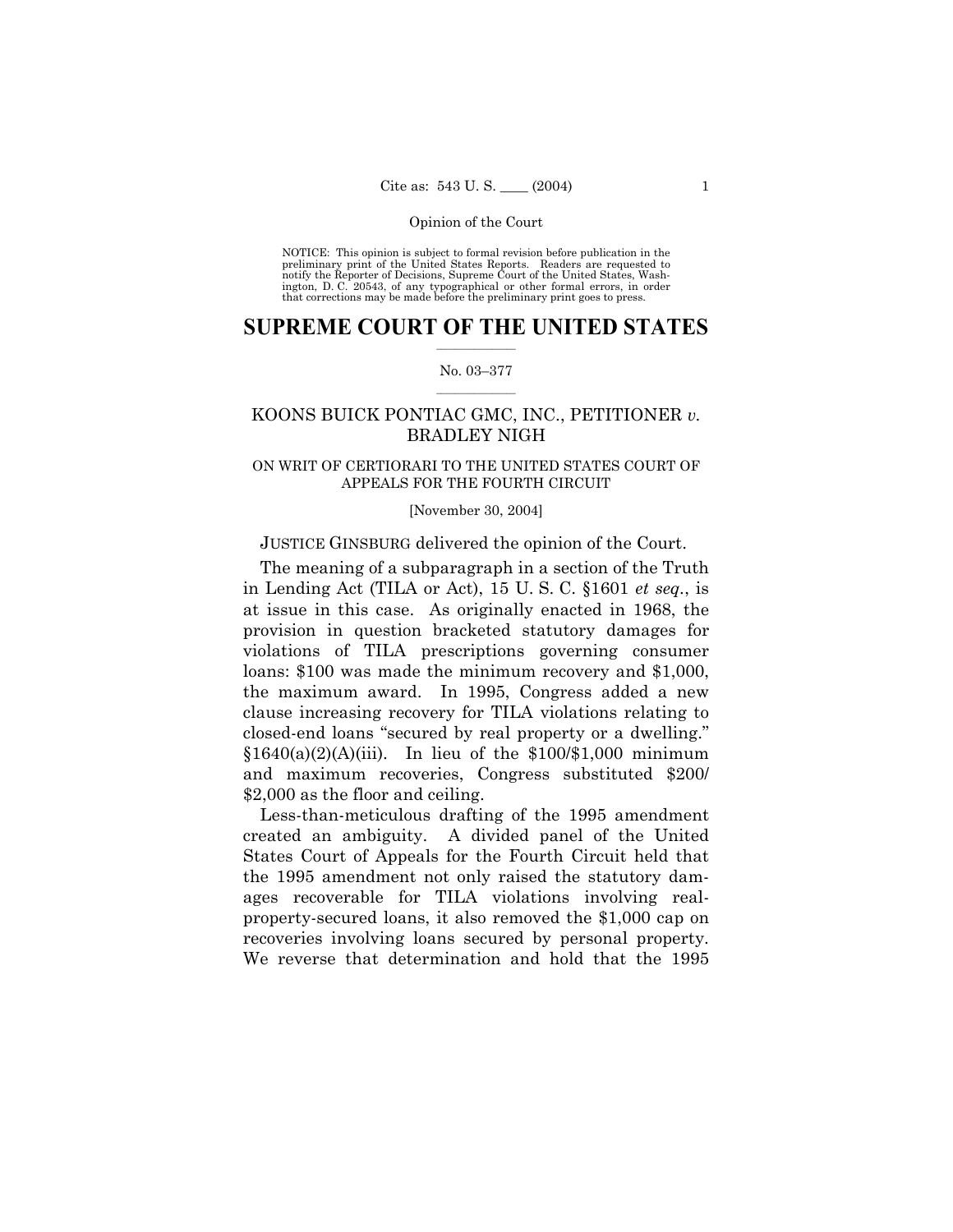NOTICE: This opinion is subject to formal revision before publication in the preliminary print of the United States Reports. Readers are requested to notify the Reporter of Decisions, Supreme Court of the United States, Washington, D. C. 20543, of any typographical or other formal errors, in order that corrections may be made before the preliminary print goes to press.

# SUPREME COURT OF THE UNITED STATES

No. 03–377

KOONS BUICK PONTIAC GMC, INC., PETITIONER *v.* BRADLEY NIGH

ON WRIT OF CERTIORARI TO THE UNITED STATES COURT OF APPEALS FOR THE FOURTH CIRCUIT

[November 30, 2004]

JUSTICE GINSBURG delivered the opinion of the Court.

The meaning of a subparagraph in a section of the Truth in Lending Act (TILA or Act), 15 U. S. C. §1601 *et seq.*, is at issue in this case. As originally enacted in 1968, the provision in question bracketed statutory damages for violations of TILA prescriptions governing consumer loans: $100 was made the minimum recovery and $1,000, the maximum award. In 1995, Congress added a new clause increasing recovery for TILA violations relating to closed-end loans "secured by real property or a dwelling." §1640(a)(2)(A)(iii). In lieu of the $100/$1,000 minimum and maximum recoveries, Congress substituted $200/$2,000 as the floor and ceiling.

Less-than-meticulous drafting of the 1995 amendment created an ambiguity. A divided panel of the United States Court of Appeals for the Fourth Circuit held that the 1995 amendment not only raised the statutory damages recoverable for TILA violations involving real-property-secured loans, it also removed the $1,000 cap on recoveries involving loans secured by personal property. We reverse that determination and hold that the 1995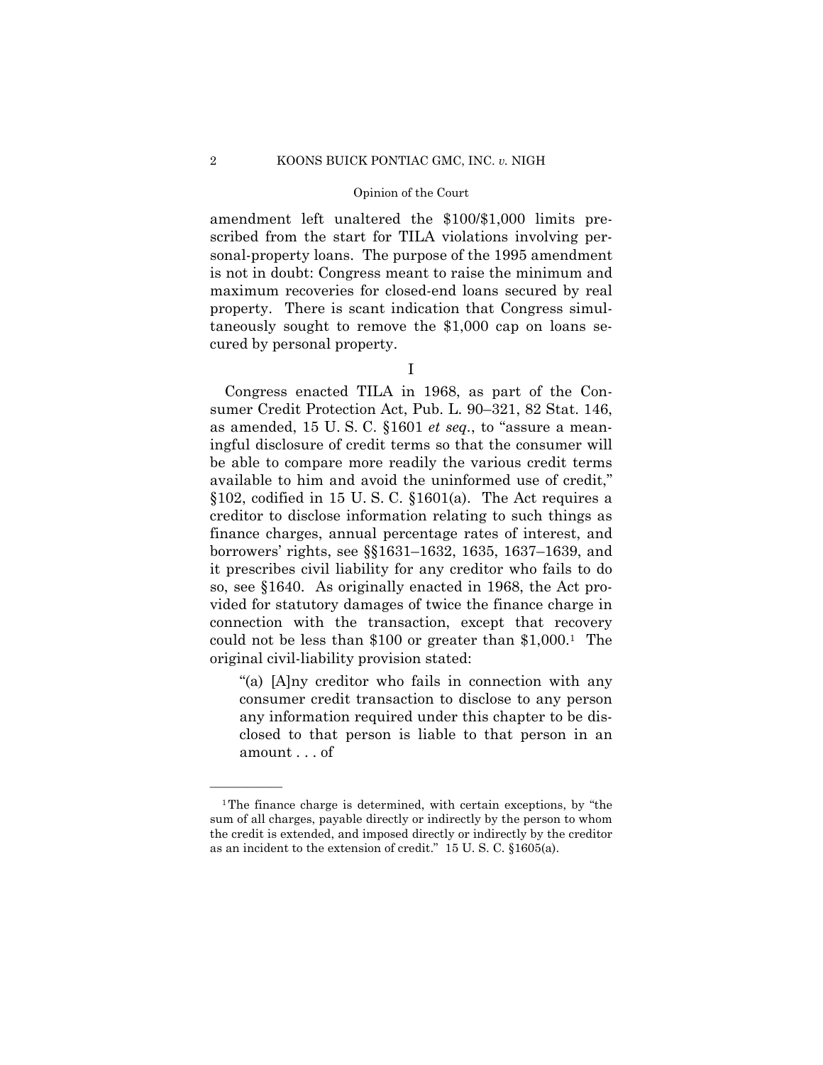amendment left unaltered the $100/$1,000 limits prescribed from the start for TILA violations involving personal-property loans. The purpose of the 1995 amendment is not in doubt: Congress meant to raise the minimum and maximum recoveries for closed-end loans secured by real property. There is scant indication that Congress simultaneously sought to remove the $1,000 cap on loans secured by personal property.

## I

Congress enacted TILA in 1968, as part of the Consumer Credit Protection Act, Pub. L. 90–321, 82 Stat. 146, as amended, 15 U. S. C. §1601 *et seq.*, to "assure a meaningful disclosure of credit terms so that the consumer will be able to compare more readily the various credit terms available to him and avoid the uninformed use of credit," §102, codified in 15 U. S. C. §1601(a). The Act requires a creditor to disclose information relating to such things as finance charges, annual percentage rates of interest, and borrowers' rights, see §§1631–1632, 1635, 1637–1639, and it prescribes civil liability for any creditor who fails to do so, see §1640. As originally enacted in 1968, the Act provided for statutory damages of twice the finance charge in connection with the transaction, except that recovery could not be less than $100 or greater than $1,000.[1] The original civil-liability provision stated:

> "(a) [A]ny creditor who fails in connection with any consumer credit transaction to disclose to any person any information required under this chapter to be disclosed to that person is liable to that person in an amount . . . of

---

[1] The finance charge is determined, with certain exceptions, by "the sum of all charges, payable directly or indirectly by the person to whom the credit is extended, and imposed directly or indirectly by the creditor as an incident to the extension of credit." 15 U. S. C. §1605(a).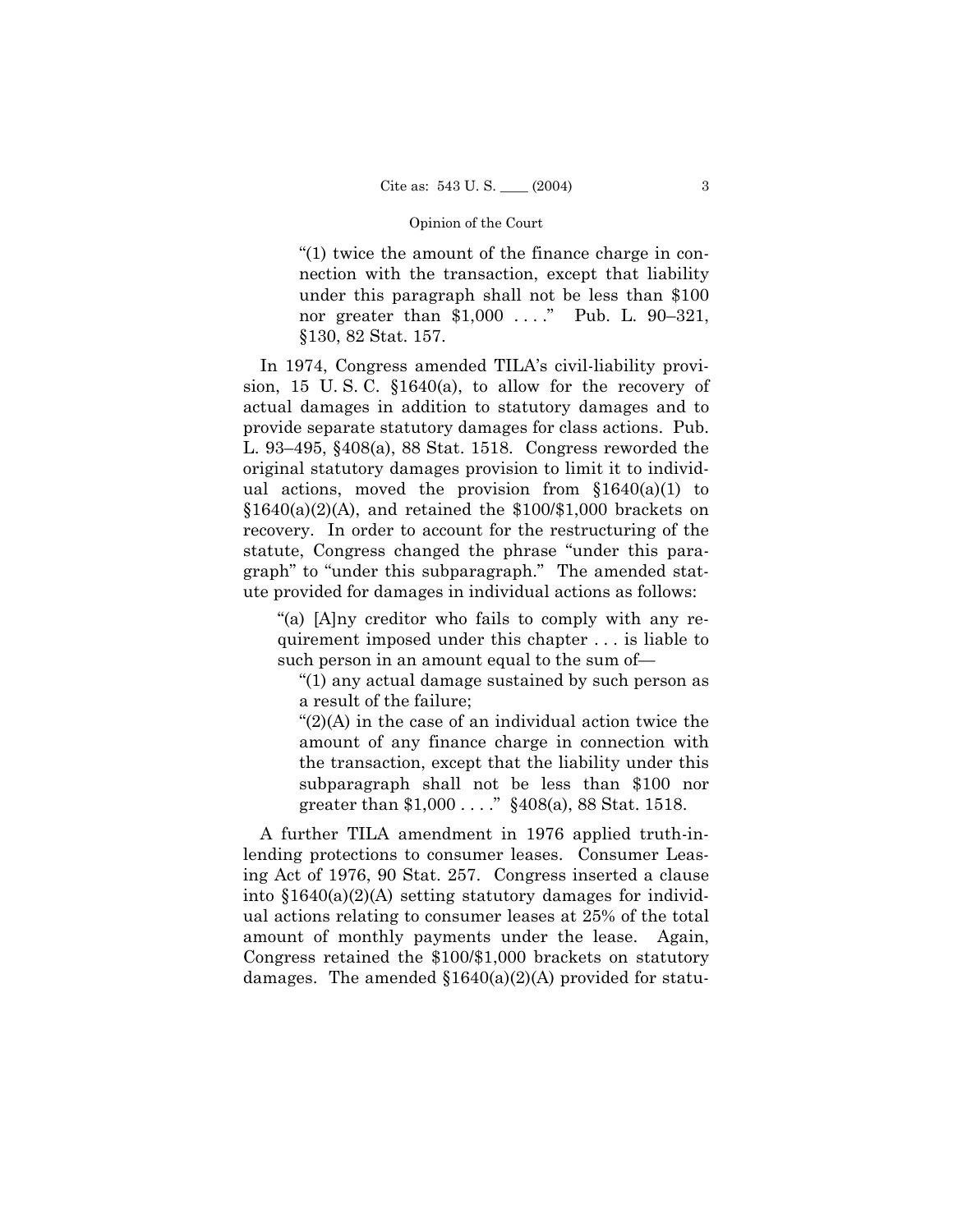> "(1) twice the amount of the finance charge in connection with the transaction, except that liability under this paragraph shall not be less than $100 nor greater than $1,000 . . . ." Pub. L. 90–321, §130, 82 Stat. 157.

In 1974, Congress amended TILA's civil-liability provision, 15 U. S. C. §1640(a), to allow for the recovery of actual damages in addition to statutory damages and to provide separate statutory damages for class actions. Pub. L. 93–495, §408(a), 88 Stat. 1518. Congress reworded the original statutory damages provision to limit it to individual actions, moved the provision from §1640(a)(1) to §1640(a)(2)(A), and retained the $100/$1,000 brackets on recovery. In order to account for the restructuring of the statute, Congress changed the phrase "under this paragraph" to "under this subparagraph." The amended statute provided for damages in individual actions as follows:

> "(a) [A]ny creditor who fails to comply with any requirement imposed under this chapter . . . is liable to such person in an amount equal to the sum of—
>
> "(1) any actual damage sustained by such person as a result of the failure;
>
> "(2)(A) in the case of an individual action twice the amount of any finance charge in connection with the transaction, except that the liability under this subparagraph shall not be less than $100 nor greater than $1,000 . . . ." §408(a), 88 Stat. 1518.

A further TILA amendment in 1976 applied truth-in-lending protections to consumer leases. Consumer Leasing Act of 1976, 90 Stat. 257. Congress inserted a clause into §1640(a)(2)(A) setting statutory damages for individual actions relating to consumer leases at 25% of the total amount of monthly payments under the lease. Again, Congress retained the $100/$1,000 brackets on statutory damages. The amended §1640(a)(2)(A) provided for statu-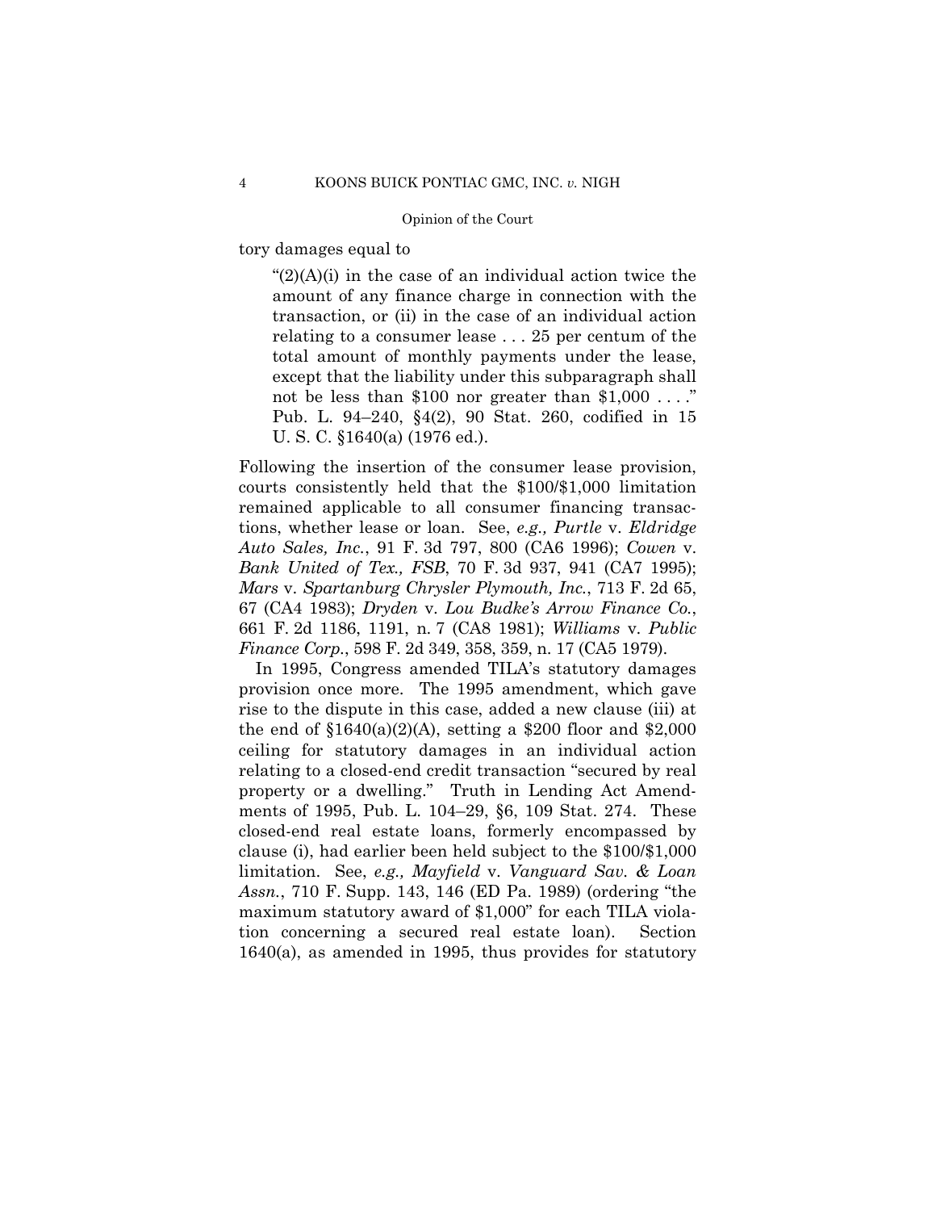tory damages equal to

> "(2)(A)(i) in the case of an individual action twice the amount of any finance charge in connection with the transaction, or (ii) in the case of an individual action relating to a consumer lease . . . 25 per centum of the total amount of monthly payments under the lease, except that the liability under this subparagraph shall not be less than $100 nor greater than $1,000 . . . ." Pub. L. 94–240, §4(2), 90 Stat. 260, codified in 15 U. S. C. §1640(a) (1976 ed.).

Following the insertion of the consumer lease provision, courts consistently held that the $100/$1,000 limitation remained applicable to all consumer financing transactions, whether lease or loan. See, *e.g., Purtle* v. *Eldridge Auto Sales, Inc.*, 91 F. 3d 797, 800 (CA6 1996); *Cowen* v. *Bank United of Tex., FSB*, 70 F. 3d 937, 941 (CA7 1995); *Mars* v. *Spartanburg Chrysler Plymouth, Inc.*, 713 F. 2d 65, 67 (CA4 1983); *Dryden* v. *Lou Budke's Arrow Finance Co.*, 661 F. 2d 1186, 1191, n. 7 (CA8 1981); *Williams* v. *Public Finance Corp.*, 598 F. 2d 349, 358, 359, n. 17 (CA5 1979).

In 1995, Congress amended TILA's statutory damages provision once more. The 1995 amendment, which gave rise to the dispute in this case, added a new clause (iii) at the end of §1640(a)(2)(A), setting a $200 floor and $2,000 ceiling for statutory damages in an individual action relating to a closed-end credit transaction "secured by real property or a dwelling." Truth in Lending Act Amendments of 1995, Pub. L. 104–29, §6, 109 Stat. 274. These closed-end real estate loans, formerly encompassed by clause (i), had earlier been held subject to the $100/$1,000 limitation. See, *e.g., Mayfield* v. *Vanguard Sav. & Loan Assn.*, 710 F. Supp. 143, 146 (ED Pa. 1989) (ordering "the maximum statutory award of $1,000" for each TILA violation concerning a secured real estate loan). Section 1640(a), as amended in 1995, thus provides for statutory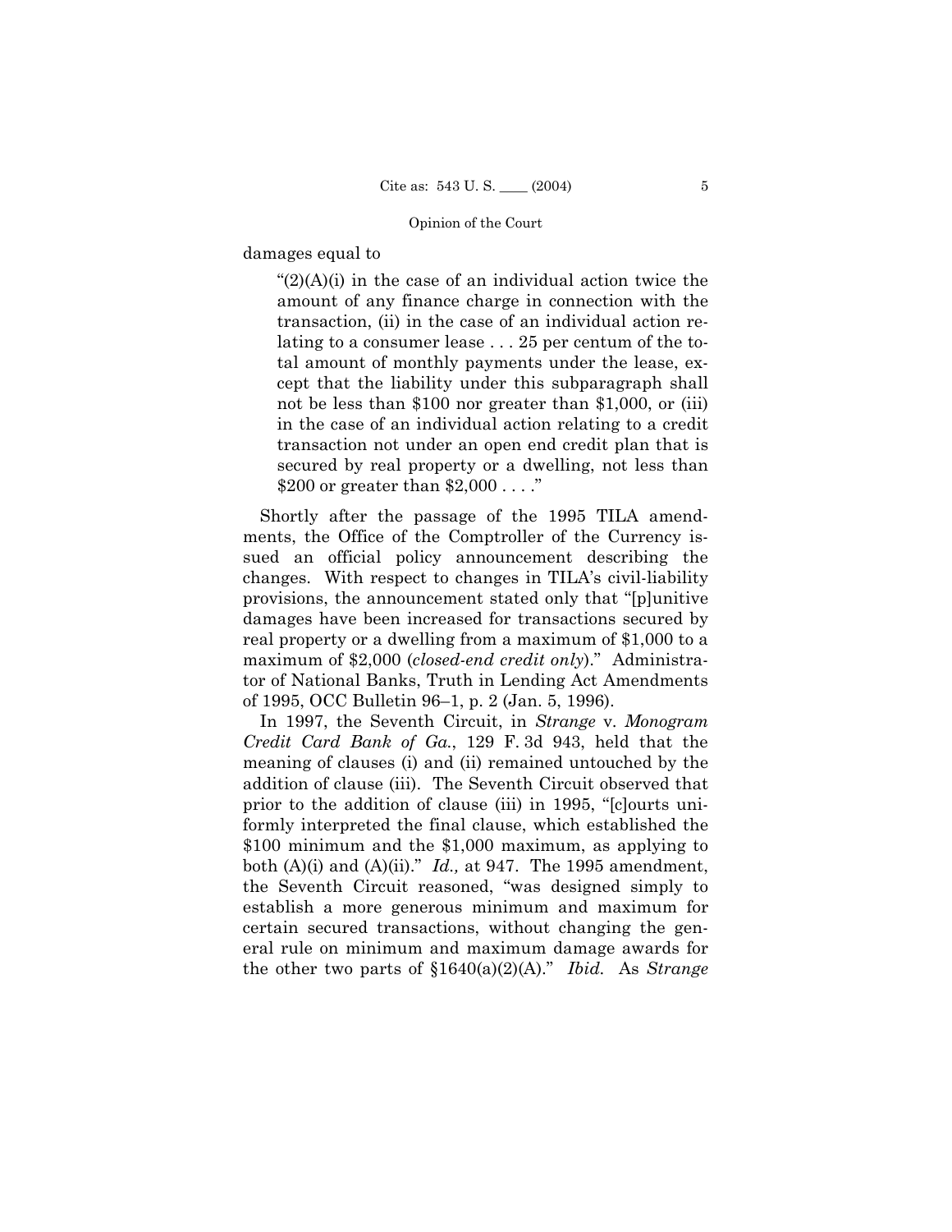damages equal to

> "(2)(A)(i) in the case of an individual action twice the amount of any finance charge in connection with the transaction, (ii) in the case of an individual action relating to a consumer lease . . . 25 per centum of the total amount of monthly payments under the lease, except that the liability under this subparagraph shall not be less than $100 nor greater than $1,000, or (iii) in the case of an individual action relating to a credit transaction not under an open end credit plan that is secured by real property or a dwelling, not less than $200 or greater than $2,000 . . . ."

Shortly after the passage of the 1995 TILA amendments, the Office of the Comptroller of the Currency issued an official policy announcement describing the changes. With respect to changes in TILA's civil-liability provisions, the announcement stated only that "[p]unitive damages have been increased for transactions secured by real property or a dwelling from a maximum of $1,000 to a maximum of $2,000 (*closed-end credit only*)." Administrator of National Banks, Truth in Lending Act Amendments of 1995, OCC Bulletin 96–1, p. 2 (Jan. 5, 1996).

In 1997, the Seventh Circuit, in *Strange* v. *Monogram Credit Card Bank of Ga.*, 129 F. 3d 943, held that the meaning of clauses (i) and (ii) remained untouched by the addition of clause (iii). The Seventh Circuit observed that prior to the addition of clause (iii) in 1995, "[c]ourts uniformly interpreted the final clause, which established the $100 minimum and the $1,000 maximum, as applying to both (A)(i) and (A)(ii)." *Id.,* at 947. The 1995 amendment, the Seventh Circuit reasoned, "was designed simply to establish a more generous minimum and maximum for certain secured transactions, without changing the general rule on minimum and maximum damage awards for the other two parts of §1640(a)(2)(A)." *Ibid.* As *Strange*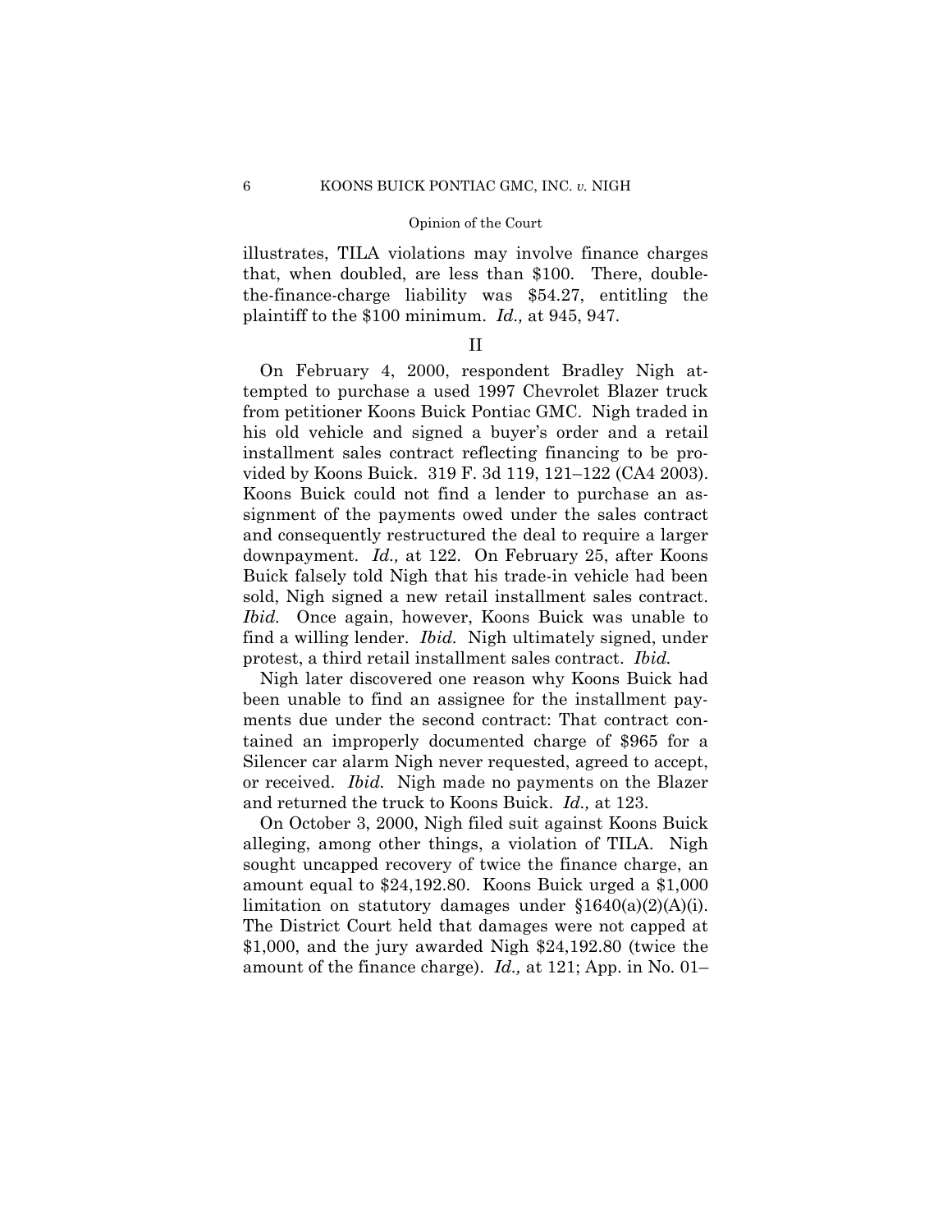illustrates, TILA violations may involve finance charges that, when doubled, are less than $100. There, double-the-finance-charge liability was $54.27, entitling the plaintiff to the $100 minimum. *Id.,* at 945, 947.

## II

On February 4, 2000, respondent Bradley Nigh attempted to purchase a used 1997 Chevrolet Blazer truck from petitioner Koons Buick Pontiac GMC. Nigh traded in his old vehicle and signed a buyer's order and a retail installment sales contract reflecting financing to be provided by Koons Buick. 319 F. 3d 119, 121–122 (CA4 2003). Koons Buick could not find a lender to purchase an assignment of the payments owed under the sales contract and consequently restructured the deal to require a larger downpayment. *Id.,* at 122. On February 25, after Koons Buick falsely told Nigh that his trade-in vehicle had been sold, Nigh signed a new retail installment sales contract. *Ibid.* Once again, however, Koons Buick was unable to find a willing lender. *Ibid.* Nigh ultimately signed, under protest, a third retail installment sales contract. *Ibid.*

Nigh later discovered one reason why Koons Buick had been unable to find an assignee for the installment payments due under the second contract: That contract contained an improperly documented charge of $965 for a Silencer car alarm Nigh never requested, agreed to accept, or received. *Ibid.* Nigh made no payments on the Blazer and returned the truck to Koons Buick. *Id.,* at 123.

On October 3, 2000, Nigh filed suit against Koons Buick alleging, among other things, a violation of TILA. Nigh sought uncapped recovery of twice the finance charge, an amount equal to $24,192.80. Koons Buick urged a $1,000 limitation on statutory damages under §1640(a)(2)(A)(i). The District Court held that damages were not capped at $1,000, and the jury awarded Nigh $24,192.80 (twice the amount of the finance charge). *Id.,* at 121; App. in No. 01–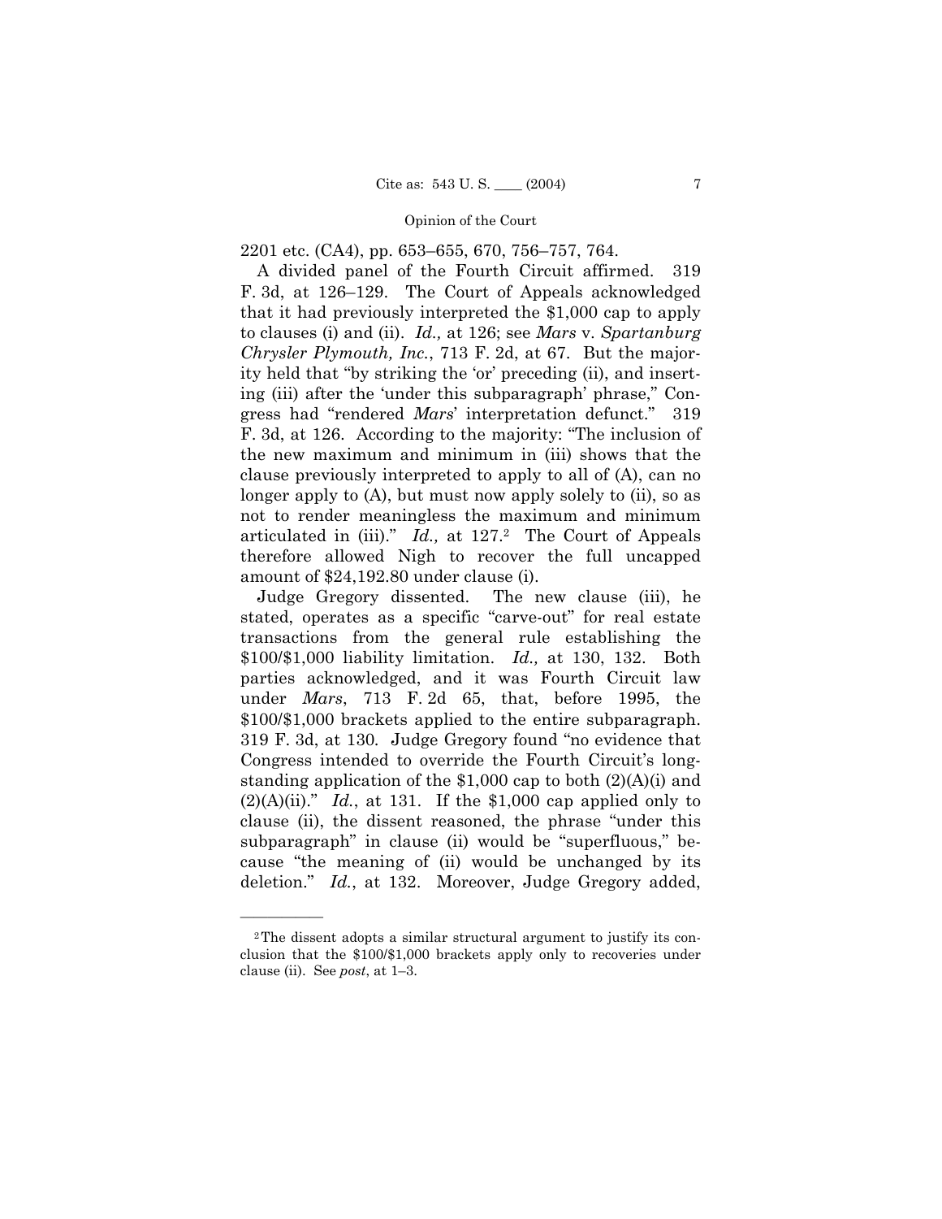2201 etc. (CA4), pp. 653–655, 670, 756–757, 764.

A divided panel of the Fourth Circuit affirmed. 319 F. 3d, at 126–129. The Court of Appeals acknowledged that it had previously interpreted the $1,000 cap to apply to clauses (i) and (ii). *Id.,* at 126; see *Mars* v. *Spartanburg Chrysler Plymouth, Inc.*, 713 F. 2d, at 67. But the majority held that "by striking the 'or' preceding (ii), and inserting (iii) after the 'under this subparagraph' phrase," Congress had "rendered *Mars*' interpretation defunct." 319 F. 3d, at 126. According to the majority: "The inclusion of the new maximum and minimum in (iii) shows that the clause previously interpreted to apply to all of (A), can no longer apply to (A), but must now apply solely to (ii), so as not to render meaningless the maximum and minimum articulated in (iii)." *Id.,* at 127.[2] The Court of Appeals therefore allowed Nigh to recover the full uncapped amount of $24,192.80 under clause (i).

Judge Gregory dissented. The new clause (iii), he stated, operates as a specific "carve-out" for real estate transactions from the general rule establishing the $100/$1,000 liability limitation. *Id.,* at 130, 132. Both parties acknowledged, and it was Fourth Circuit law under *Mars*, 713 F. 2d 65, that, before 1995, the $100/$1,000 brackets applied to the entire subparagraph. 319 F. 3d, at 130. Judge Gregory found "no evidence that Congress intended to override the Fourth Circuit's longstanding application of the $1,000 cap to both (2)(A)(i) and (2)(A)(ii)." *Id.*, at 131. If the $1,000 cap applied only to clause (ii), the dissent reasoned, the phrase "under this subparagraph" in clause (ii) would be "superfluous," because "the meaning of (ii) would be unchanged by its deletion." *Id.*, at 132. Moreover, Judge Gregory added,

---

[2] The dissent adopts a similar structural argument to justify its conclusion that the $100/$1,000 brackets apply only to recoveries under clause (ii). See *post*, at 1–3.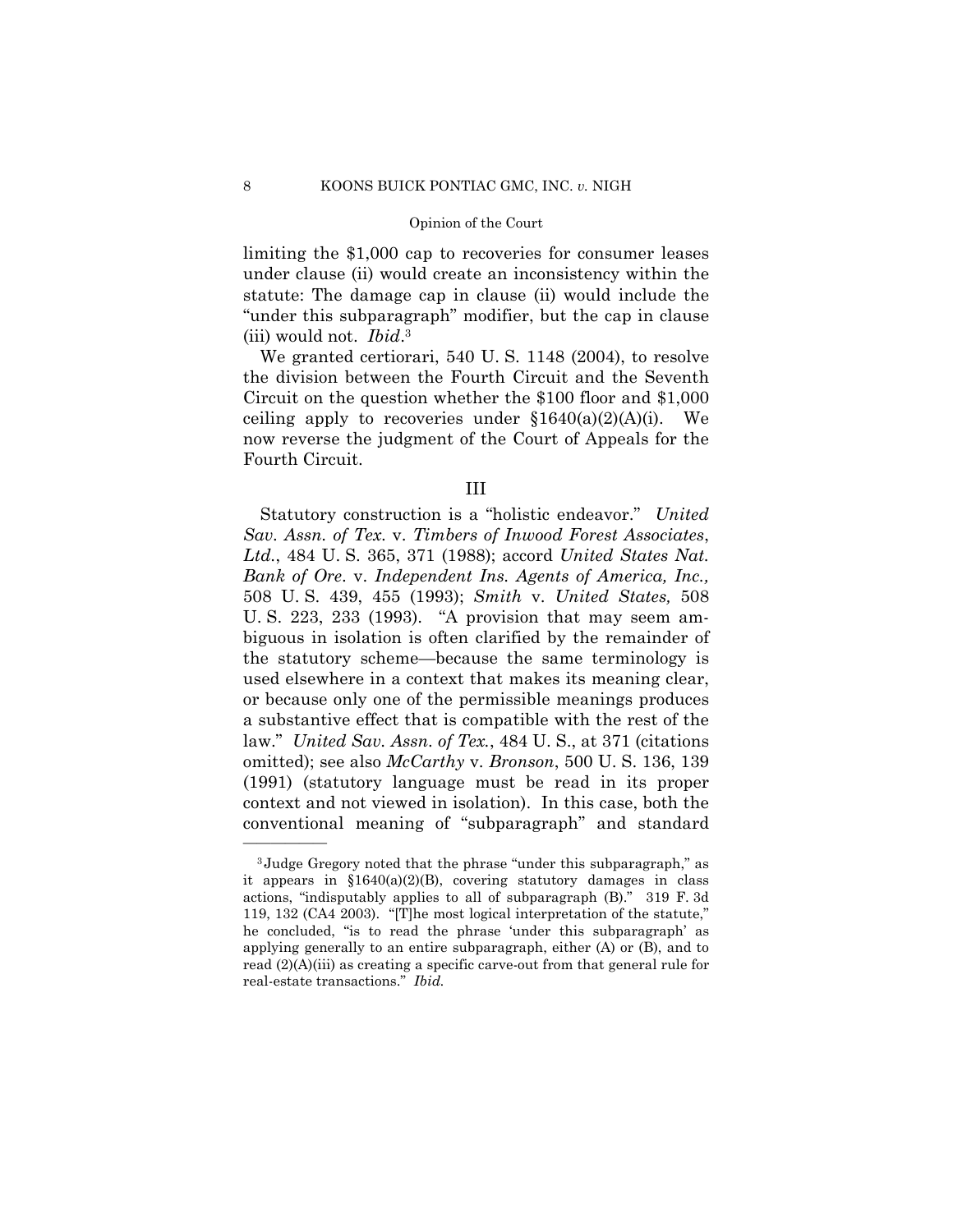limiting the $1,000 cap to recoveries for consumer leases under clause (ii) would create an inconsistency within the statute: The damage cap in clause (ii) would include the "under this subparagraph" modifier, but the cap in clause (iii) would not. *Ibid*.[3]

We granted certiorari, 540 U. S. 1148 (2004), to resolve the division between the Fourth Circuit and the Seventh Circuit on the question whether the $100 floor and $1,000 ceiling apply to recoveries under §1640(a)(2)(A)(i). We now reverse the judgment of the Court of Appeals for the Fourth Circuit.

## III

Statutory construction is a "holistic endeavor." *United Sav. Assn. of Tex.* v. *Timbers of Inwood Forest Associates, Ltd.*, 484 U. S. 365, 371 (1988); accord *United States Nat. Bank of Ore.* v. *Independent Ins. Agents of America, Inc.,* 508 U. S. 439, 455 (1993); *Smith* v. *United States,* 508 U. S. 223, 233 (1993). "A provision that may seem ambiguous in isolation is often clarified by the remainder of the statutory scheme—because the same terminology is used elsewhere in a context that makes its meaning clear, or because only one of the permissible meanings produces a substantive effect that is compatible with the rest of the law." *United Sav. Assn. of Tex.*, 484 U. S., at 371 (citations omitted); see also *McCarthy* v. *Bronson*, 500 U. S. 136, 139 (1991) (statutory language must be read in its proper context and not viewed in isolation). In this case, both the conventional meaning of "subparagraph" and standard

---

[3] Judge Gregory noted that the phrase "under this subparagraph," as it appears in §1640(a)(2)(B), covering statutory damages in class actions, "indisputably applies to all of subparagraph (B)." 319 F. 3d 119, 132 (CA4 2003). "[T]he most logical interpretation of the statute," he concluded, "is to read the phrase 'under this subparagraph' as applying generally to an entire subparagraph, either (A) or (B), and to read (2)(A)(iii) as creating a specific carve-out from that general rule for real-estate transactions." *Ibid.*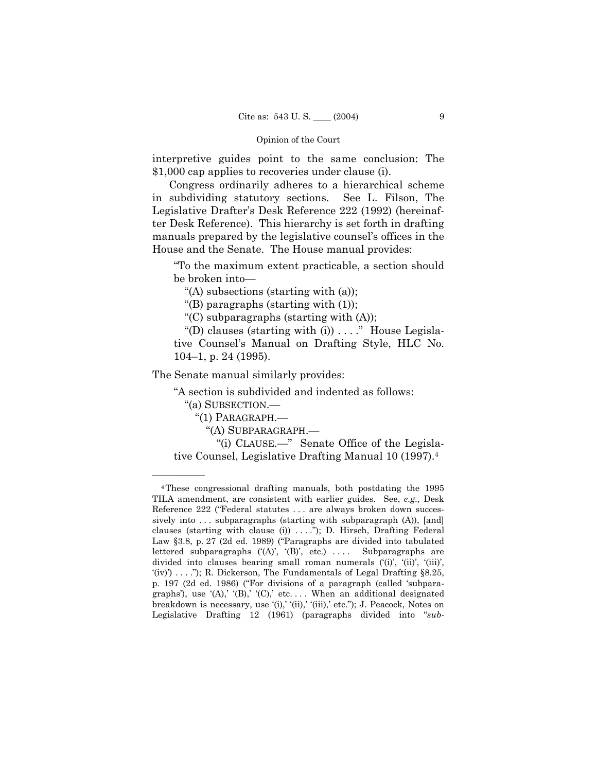interpretive guides point to the same conclusion: The $1,000 cap applies to recoveries under clause (i).

Congress ordinarily adheres to a hierarchical scheme in subdividing statutory sections. See L. Filson, The Legislative Drafter's Desk Reference 222 (1992) (hereinafter Desk Reference). This hierarchy is set forth in drafting manuals prepared by the legislative counsel's offices in the House and the Senate. The House manual provides:

> "To the maximum extent practicable, a section should be broken into—
>
> "(A) subsections (starting with (a));
>
> "(B) paragraphs (starting with (1));
>
> "(C) subparagraphs (starting with (A));
>
> "(D) clauses (starting with (i)) . . . ." House Legislative Counsel's Manual on Drafting Style, HLC No. 104–1, p. 24 (1995).

The Senate manual similarly provides:

> "A section is subdivided and indented as follows:
>
> "(a) SUBSECTION.—
>
> "(1) PARAGRAPH.—
>
> "(A) SUBPARAGRAPH.—
>
> "(i) CLAUSE.—" Senate Office of the Legislative Counsel, Legislative Drafting Manual 10 (1997).[4]

---

[4] These congressional drafting manuals, both postdating the 1995 TILA amendment, are consistent with earlier guides. See, *e.g.,* Desk Reference 222 ("Federal statutes . . . are always broken down successively into . . . subparagraphs (starting with subparagraph (A)), [and] clauses (starting with clause (i)) . . . ."); D. Hirsch, Drafting Federal Law §3.8, p. 27 (2d ed. 1989) ("Paragraphs are divided into tabulated lettered subparagraphs ('(A)', '(B)', etc.) . . . . Subparagraphs are divided into clauses bearing small roman numerals ('(i)', '(ii)', '(iii)', '(iv)') . . . ."); R. Dickerson, The Fundamentals of Legal Drafting §8.25, p. 197 (2d ed. 1986) ("For divisions of a paragraph (called 'subparagraphs'), use '(A),' '(B),' '(C),' etc. . . . When an additional designated breakdown is necessary, use '(i),' '(ii),' '(iii),' etc."); J. Peacock, Notes on Legislative Drafting 12 (1961) (paragraphs divided into "*sub-*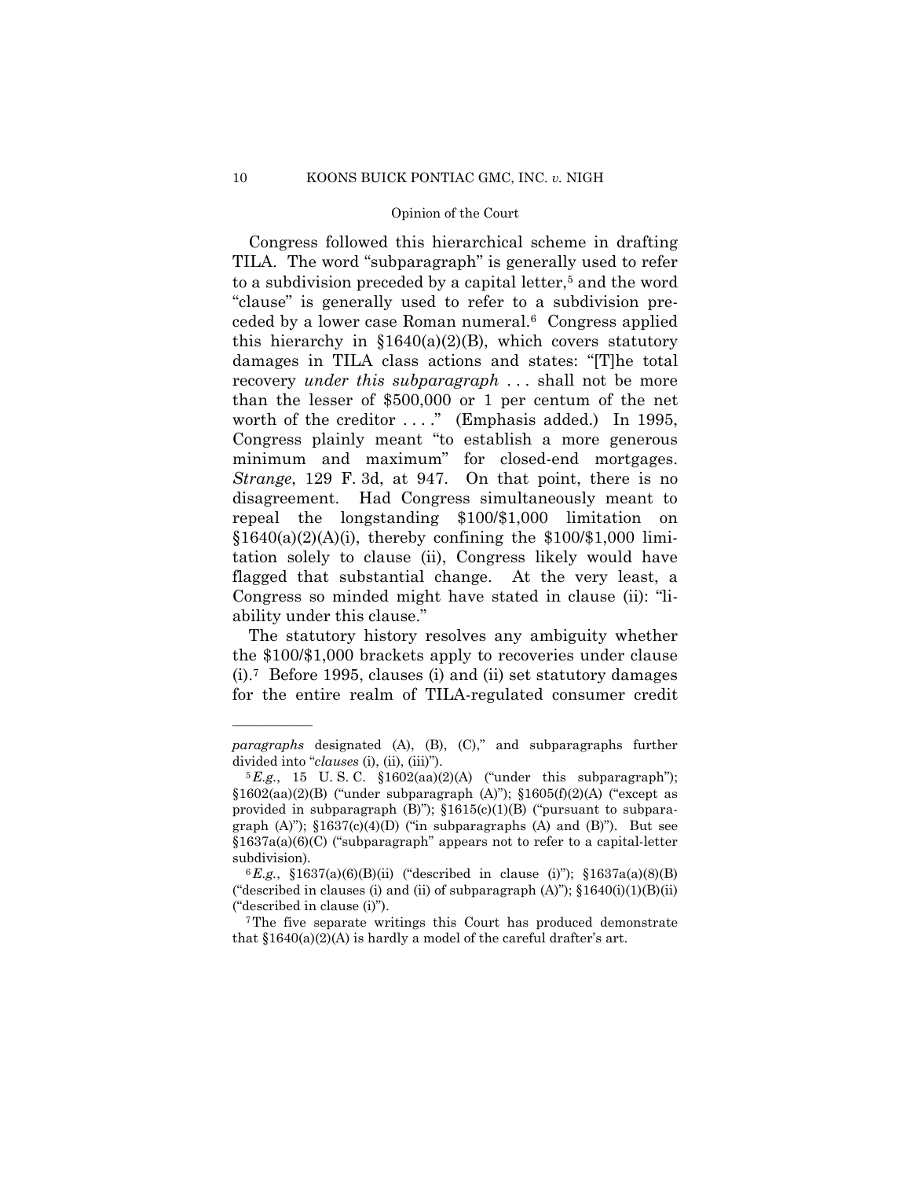Congress followed this hierarchical scheme in drafting TILA. The word "subparagraph" is generally used to refer to a subdivision preceded by a capital letter,[5] and the word "clause" is generally used to refer to a subdivision preceded by a lower case Roman numeral.[6] Congress applied this hierarchy in §1640(a)(2)(B), which covers statutory damages in TILA class actions and states: "[T]he total recovery *under this subparagraph* . . . shall not be more than the lesser of $500,000 or 1 per centum of the net worth of the creditor . . . ." (Emphasis added.) In 1995, Congress plainly meant "to establish a more generous minimum and maximum" for closed-end mortgages. *Strange*, 129 F. 3d, at 947. On that point, there is no disagreement. Had Congress simultaneously meant to repeal the longstanding $100/$1,000 limitation on §1640(a)(2)(A)(i), thereby confining the $100/$1,000 limitation solely to clause (ii), Congress likely would have flagged that substantial change. At the very least, a Congress so minded might have stated in clause (ii): "liability under this clause."

The statutory history resolves any ambiguity whether the $100/$1,000 brackets apply to recoveries under clause (i).[7] Before 1995, clauses (i) and (ii) set statutory damages for the entire realm of TILA-regulated consumer credit

---

*paragraphs* designated (A), (B), (C)," and subparagraphs further divided into "*clauses* (i), (ii), (iii)").

[5] *E.g.*, 15 U. S. C. §1602(aa)(2)(A) ("under this subparagraph"); §1602(aa)(2)(B) ("under subparagraph (A)"); §1605(f)(2)(A) ("except as provided in subparagraph (B)"); §1615(c)(1)(B) ("pursuant to subparagraph (A)"); §1637(c)(4)(D) ("in subparagraphs (A) and (B)"). But see §1637a(a)(6)(C) ("subparagraph" appears not to refer to a capital-letter subdivision).

[6] *E.g.*, §1637(a)(6)(B)(ii) ("described in clause (i)"); §1637a(a)(8)(B) ("described in clauses (i) and (ii) of subparagraph (A)"); §1640(i)(1)(B)(ii) ("described in clause (i)").

[7] The five separate writings this Court has produced demonstrate that §1640(a)(2)(A) is hardly a model of the careful drafter's art.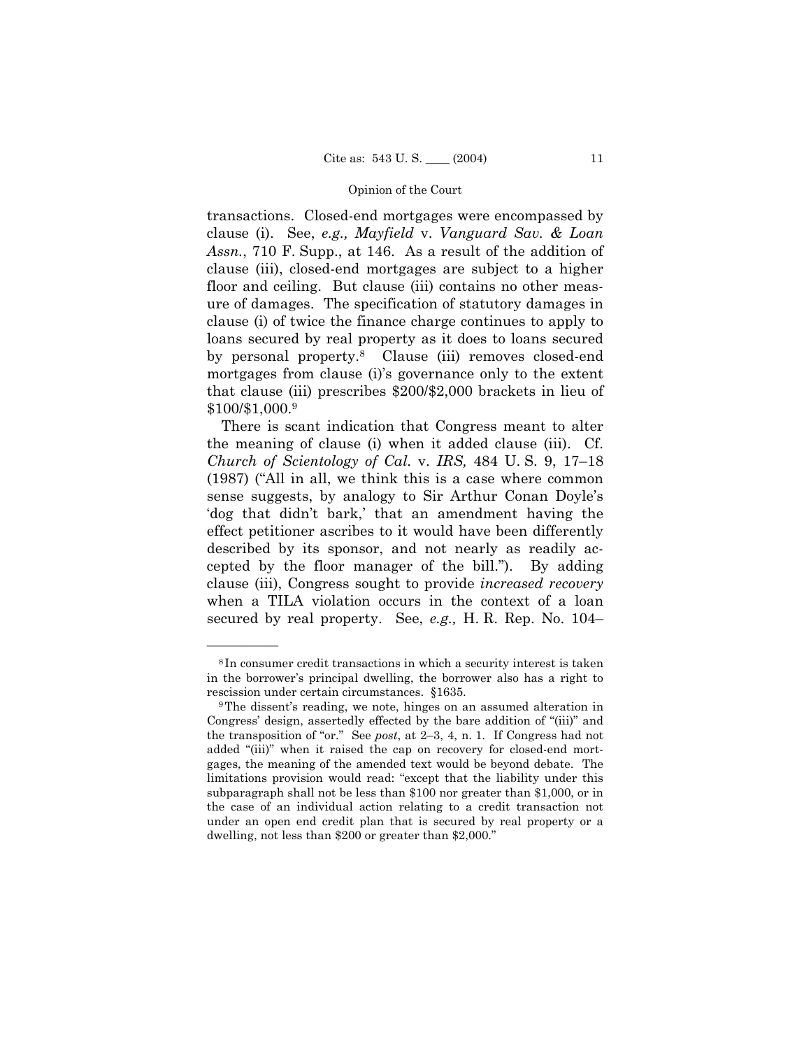transactions. Closed-end mortgages were encompassed by clause (i). See, *e.g., Mayfield* v. *Vanguard Sav. & Loan Assn.*, 710 F. Supp., at 146. As a result of the addition of clause (iii), closed-end mortgages are subject to a higher floor and ceiling. But clause (iii) contains no other measure of damages. The specification of statutory damages in clause (i) of twice the finance charge continues to apply to loans secured by real property as it does to loans secured by personal property.[8] Clause (iii) removes closed-end mortgages from clause (i)'s governance only to the extent that clause (iii) prescribes $200/$2,000 brackets in lieu of $100/$1,000.[9]

There is scant indication that Congress meant to alter the meaning of clause (i) when it added clause (iii). Cf. *Church of Scientology of Cal.* v. *IRS,* 484 U. S. 9, 17–18 (1987) ("All in all, we think this is a case where common sense suggests, by analogy to Sir Arthur Conan Doyle's 'dog that didn't bark,' that an amendment having the effect petitioner ascribes to it would have been differently described by its sponsor, and not nearly as readily accepted by the floor manager of the bill."). By adding clause (iii), Congress sought to provide *increased recovery* when a TILA violation occurs in the context of a loan secured by real property. See, *e.g.,* H. R. Rep. No. 104–

---

[8] In consumer credit transactions in which a security interest is taken in the borrower's principal dwelling, the borrower also has a right to rescission under certain circumstances. §1635.

[9] The dissent's reading, we note, hinges on an assumed alteration in Congress' design, assertedly effected by the bare addition of "(iii)" and the transposition of "or." See *post*, at 2–3, 4, n. 1. If Congress had not added "(iii)" when it raised the cap on recovery for closed-end mortgages, the meaning of the amended text would be beyond debate. The limitations provision would read: "except that the liability under this subparagraph shall not be less than $100 nor greater than $1,000, or in the case of an individual action relating to a credit transaction not under an open end credit plan that is secured by real property or a dwelling, not less than $200 or greater than $2,000."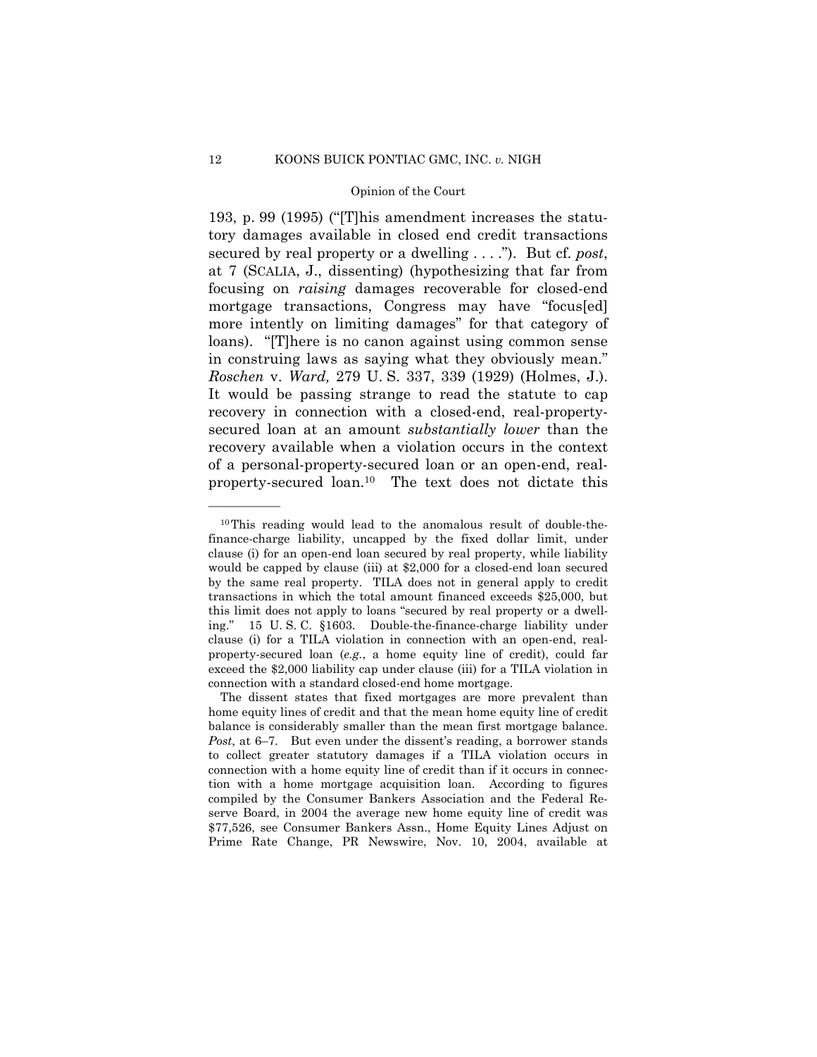193, p. 99 (1995) ("[T]his amendment increases the statutory damages available in closed end credit transactions secured by real property or a dwelling . . . ."). But cf. *post*, at 7 (SCALIA, J., dissenting) (hypothesizing that far from focusing on *raising* damages recoverable for closed-end mortgage transactions, Congress may have "focus[ed] more intently on limiting damages" for that category of loans). "[T]here is no canon against using common sense in construing laws as saying what they obviously mean." *Roschen* v. *Ward,* 279 U. S. 337, 339 (1929) (Holmes, J.). It would be passing strange to read the statute to cap recovery in connection with a closed-end, real-property-secured loan at an amount *substantially lower* than the recovery available when a violation occurs in the context of a personal-property-secured loan or an open-end, real-property-secured loan.[10] The text does not dictate this

---

[10] This reading would lead to the anomalous result of double-the-finance-charge liability, uncapped by the fixed dollar limit, under clause (i) for an open-end loan secured by real property, while liability would be capped by clause (iii) at $2,000 for a closed-end loan secured by the same real property. TILA does not in general apply to credit transactions in which the total amount financed exceeds $25,000, but this limit does not apply to loans "secured by real property or a dwelling." 15 U. S. C. §1603. Double-the-finance-charge liability under clause (i) for a TILA violation in connection with an open-end, real-property-secured loan (*e.g.*, a home equity line of credit), could far exceed the $2,000 liability cap under clause (iii) for a TILA violation in connection with a standard closed-end home mortgage.

The dissent states that fixed mortgages are more prevalent than home equity lines of credit and that the mean home equity line of credit balance is considerably smaller than the mean first mortgage balance. *Post*, at 6–7. But even under the dissent's reading, a borrower stands to collect greater statutory damages if a TILA violation occurs in connection with a home equity line of credit than if it occurs in connection with a home mortgage acquisition loan. According to figures compiled by the Consumer Bankers Association and the Federal Reserve Board, in 2004 the average new home equity line of credit was $77,526, see Consumer Bankers Assn., Home Equity Lines Adjust on Prime Rate Change, PR Newswire, Nov. 10, 2004, available at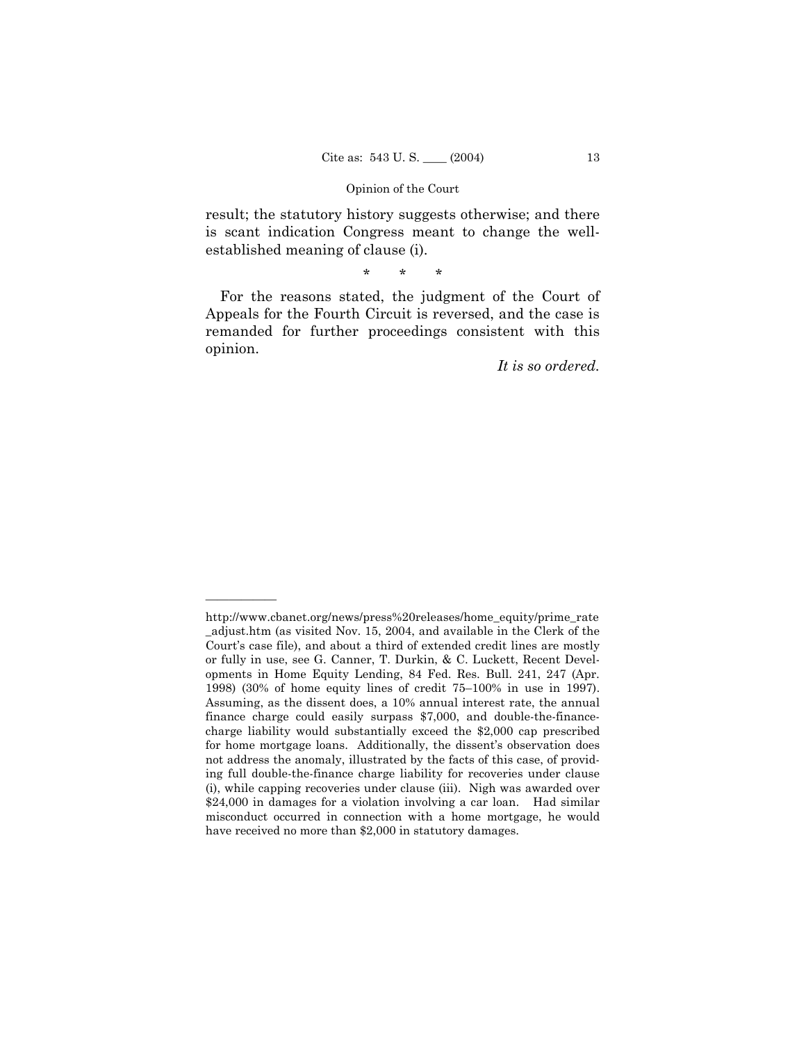result; the statutory history suggests otherwise; and there is scant indication Congress meant to change the well-established meaning of clause (i).

\* \* \*

For the reasons stated, the judgment of the Court of Appeals for the Fourth Circuit is reversed, and the case is remanded for further proceedings consistent with this opinion.

*It is so ordered.*

---

http://www.cbanet.org/news/press%20releases/home_equity/prime_rate_adjust.htm (as visited Nov. 15, 2004, and available in the Clerk of the Court's case file), and about a third of extended credit lines are mostly or fully in use, see G. Canner, T. Durkin, & C. Luckett, Recent Developments in Home Equity Lending, 84 Fed. Res. Bull. 241, 247 (Apr. 1998) (30% of home equity lines of credit 75–100% in use in 1997). Assuming, as the dissent does, a 10% annual interest rate, the annual finance charge could easily surpass $7,000, and double-the-finance-charge liability would substantially exceed the $2,000 cap prescribed for home mortgage loans. Additionally, the dissent's observation does not address the anomaly, illustrated by the facts of this case, of providing full double-the-finance charge liability for recoveries under clause (i), while capping recoveries under clause (iii). Nigh was awarded over $24,000 in damages for a violation involving a car loan. Had similar misconduct occurred in connection with a home mortgage, he would have received no more than $2,000 in statutory damages.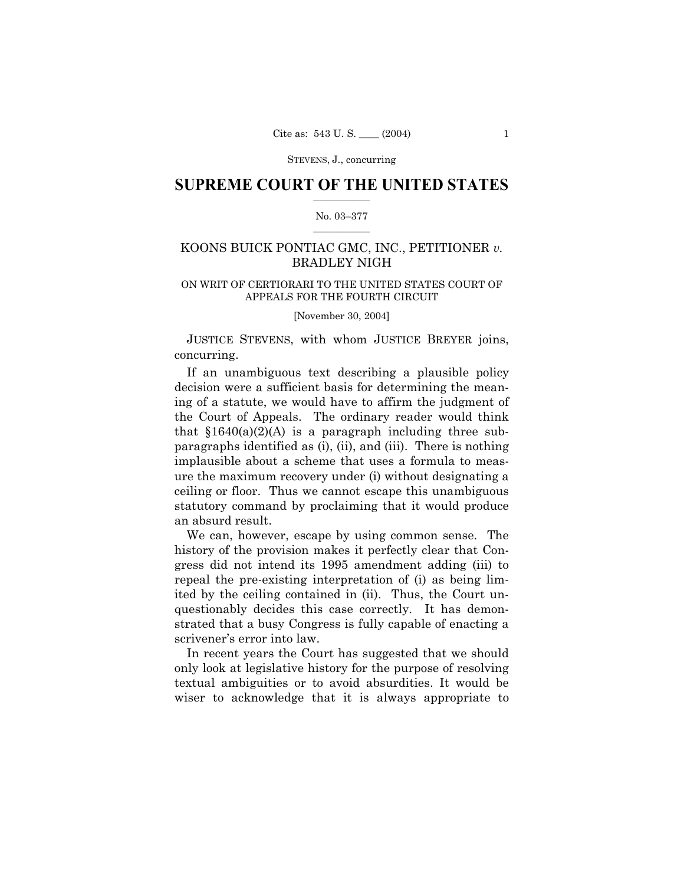## SUPREME COURT OF THE UNITED STATES

No. 03–377

KOONS BUICK PONTIAC GMC, INC., PETITIONER *v.* BRADLEY NIGH

ON WRIT OF CERTIORARI TO THE UNITED STATES COURT OF APPEALS FOR THE FOURTH CIRCUIT

[November 30, 2004]

JUSTICE STEVENS, with whom JUSTICE BREYER joins, concurring.

If an unambiguous text describing a plausible policy decision were a sufficient basis for determining the meaning of a statute, we would have to affirm the judgment of the Court of Appeals. The ordinary reader would think that §1640(a)(2)(A) is a paragraph including three subparagraphs identified as (i), (ii), and (iii). There is nothing implausible about a scheme that uses a formula to measure the maximum recovery under (i) without designating a ceiling or floor. Thus we cannot escape this unambiguous statutory command by proclaiming that it would produce an absurd result.

We can, however, escape by using common sense. The history of the provision makes it perfectly clear that Congress did not intend its 1995 amendment adding (iii) to repeal the pre-existing interpretation of (i) as being limited by the ceiling contained in (ii). Thus, the Court unquestionably decides this case correctly. It has demonstrated that a busy Congress is fully capable of enacting a scrivener's error into law.

In recent years the Court has suggested that we should only look at legislative history for the purpose of resolving textual ambiguities or to avoid absurdities. It would be wiser to acknowledge that it is always appropriate to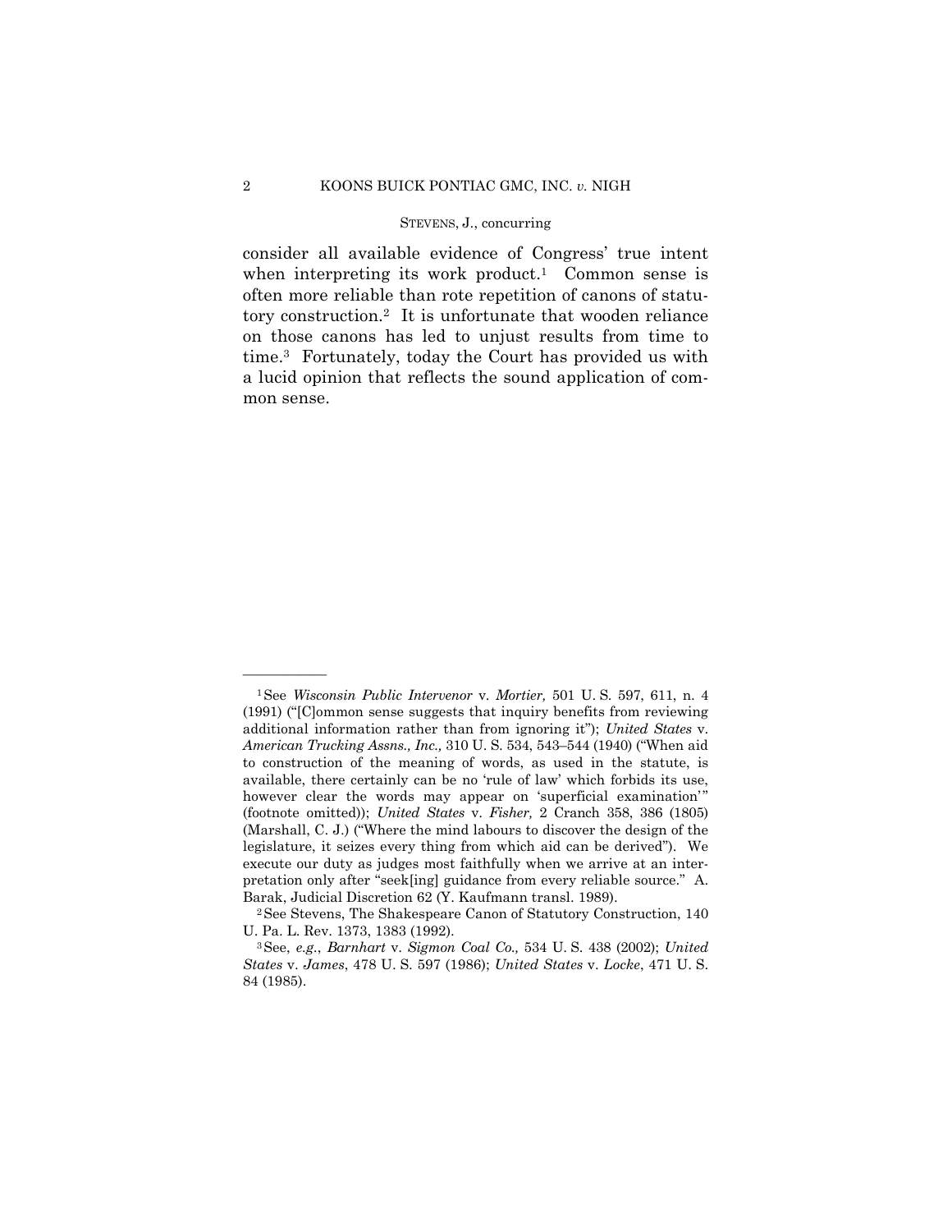consider all available evidence of Congress' true intent when interpreting its work product.[1] Common sense is often more reliable than rote repetition of canons of statutory construction.[2] It is unfortunate that wooden reliance on those canons has led to unjust results from time to time.[3] Fortunately, today the Court has provided us with a lucid opinion that reflects the sound application of common sense.

---

[1] See *Wisconsin Public Intervenor* v. *Mortier,* 501 U. S. 597, 611, n. 4 (1991) ("[C]ommon sense suggests that inquiry benefits from reviewing additional information rather than from ignoring it"); *United States* v. *American Trucking Assns., Inc.,* 310 U. S. 534, 543–544 (1940) ("When aid to construction of the meaning of words, as used in the statute, is available, there certainly can be no 'rule of law' which forbids its use, however clear the words may appear on 'superficial examination'" (footnote omitted)); *United States* v. *Fisher,* 2 Cranch 358, 386 (1805) (Marshall, C. J.) ("Where the mind labours to discover the design of the legislature, it seizes every thing from which aid can be derived"). We execute our duty as judges most faithfully when we arrive at an interpretation only after "seek[ing] guidance from every reliable source." A. Barak, Judicial Discretion 62 (Y. Kaufmann transl. 1989).

[2] See Stevens, The Shakespeare Canon of Statutory Construction, 140 U. Pa. L. Rev. 1373, 1383 (1992).

[3] See, *e.g.*, *Barnhart* v. *Sigmon Coal Co.,* 534 U. S. 438 (2002); *United States* v. *James*, 478 U. S. 597 (1986); *United States* v. *Locke*, 471 U. S. 84 (1985).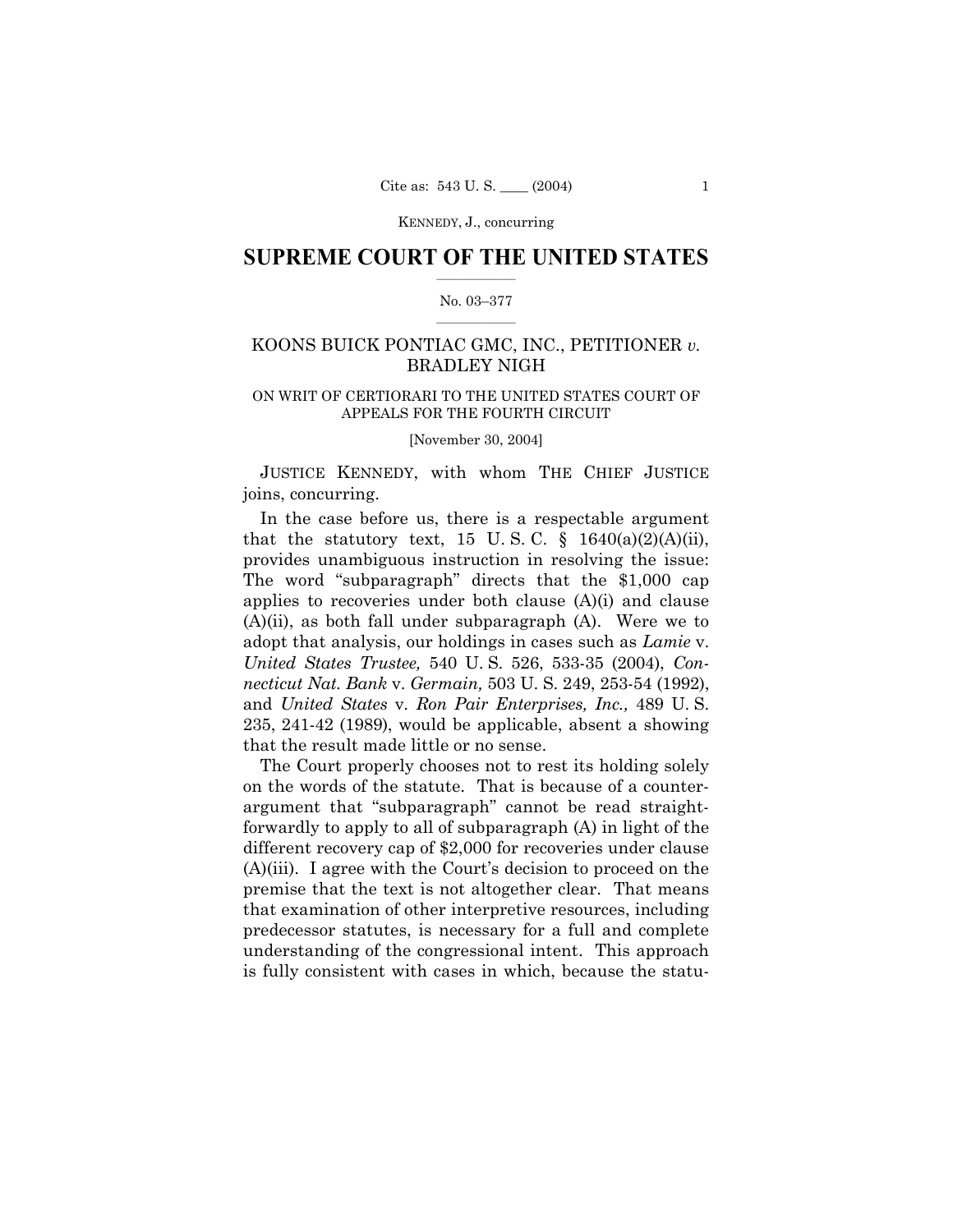# SUPREME COURT OF THE UNITED STATES

No. 03–377

KOONS BUICK PONTIAC GMC, INC., PETITIONER *v.* BRADLEY NIGH

ON WRIT OF CERTIORARI TO THE UNITED STATES COURT OF APPEALS FOR THE FOURTH CIRCUIT

[November 30, 2004]

JUSTICE KENNEDY, with whom THE CHIEF JUSTICE joins, concurring.

In the case before us, there is a respectable argument that the statutory text, 15 U. S. C. § 1640(a)(2)(A)(ii), provides unambiguous instruction in resolving the issue: The word "subparagraph" directs that the $1,000 cap applies to recoveries under both clause (A)(i) and clause (A)(ii), as both fall under subparagraph (A). Were we to adopt that analysis, our holdings in cases such as *Lamie* v. *United States Trustee,* 540 U. S. 526, 533-35 (2004), *Connecticut Nat. Bank* v. *Germain,* 503 U. S. 249, 253-54 (1992), and *United States* v. *Ron Pair Enterprises, Inc.,* 489 U. S. 235, 241-42 (1989), would be applicable, absent a showing that the result made little or no sense.

The Court properly chooses not to rest its holding solely on the words of the statute. That is because of a counter-argument that "subparagraph" cannot be read straightforwardly to apply to all of subparagraph (A) in light of the different recovery cap of $2,000 for recoveries under clause (A)(iii). I agree with the Court's decision to proceed on the premise that the text is not altogether clear. That means that examination of other interpretive resources, including predecessor statutes, is necessary for a full and complete understanding of the congressional intent. This approach is fully consistent with cases in which, because the statu-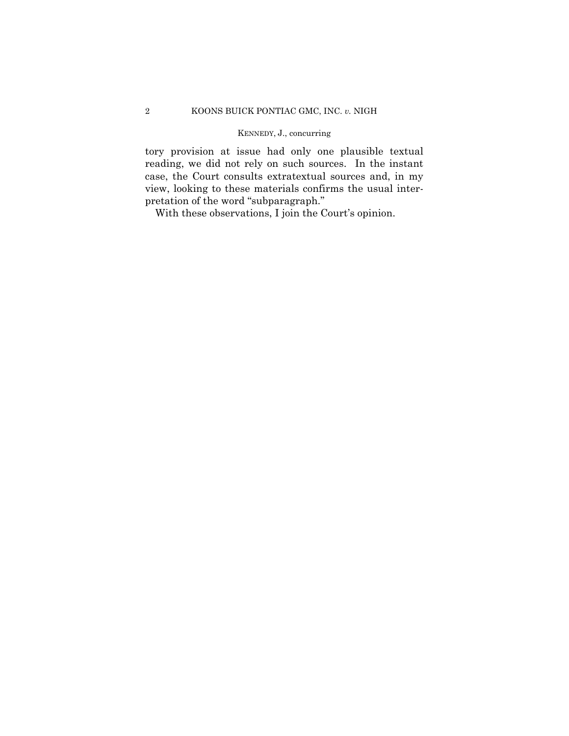tory provision at issue had only one plausible textual reading, we did not rely on such sources. In the instant case, the Court consults extratextual sources and, in my view, looking to these materials confirms the usual interpretation of the word "subparagraph."

With these observations, I join the Court's opinion.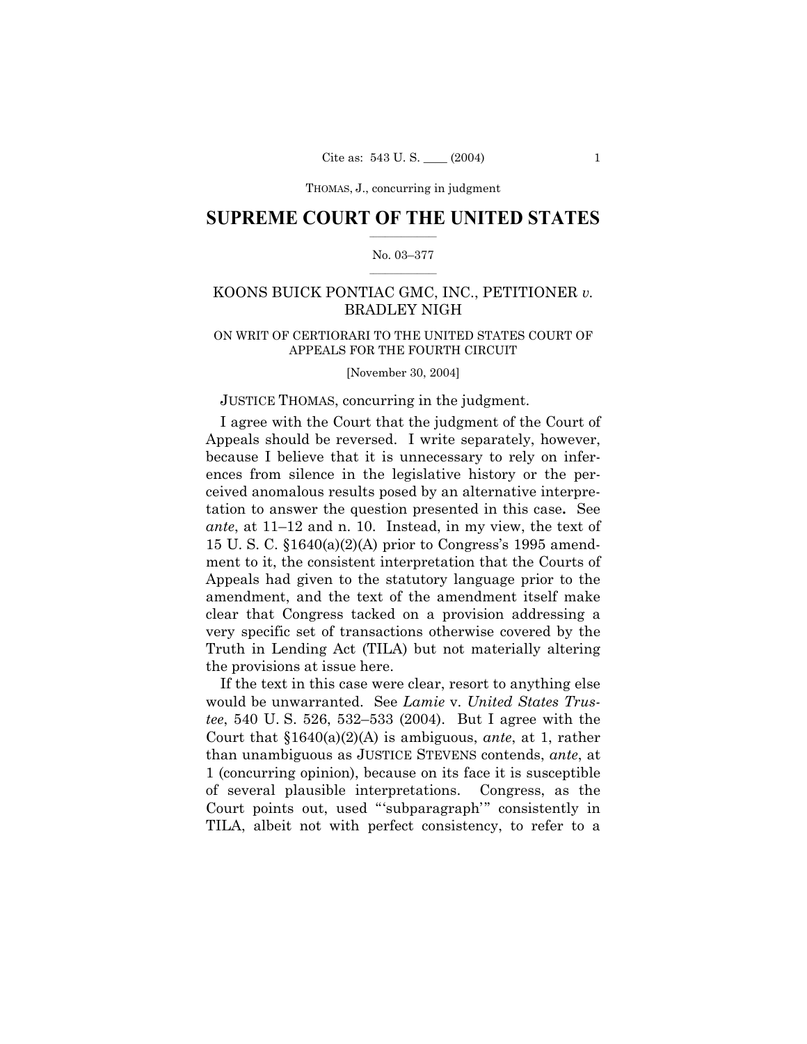## SUPREME COURT OF THE UNITED STATES

No. 03–377

KOONS BUICK PONTIAC GMC, INC., PETITIONER *v.* BRADLEY NIGH

ON WRIT OF CERTIORARI TO THE UNITED STATES COURT OF APPEALS FOR THE FOURTH CIRCUIT

[November 30, 2004]

JUSTICE THOMAS, concurring in the judgment.

I agree with the Court that the judgment of the Court of Appeals should be reversed. I write separately, however, because I believe that it is unnecessary to rely on inferences from silence in the legislative history or the perceived anomalous results posed by an alternative interpretation to answer the question presented in this case**.** See *ante*, at 11–12 and n. 10. Instead, in my view, the text of 15 U. S. C. §1640(a)(2)(A) prior to Congress's 1995 amendment to it, the consistent interpretation that the Courts of Appeals had given to the statutory language prior to the amendment, and the text of the amendment itself make clear that Congress tacked on a provision addressing a very specific set of transactions otherwise covered by the Truth in Lending Act (TILA) but not materially altering the provisions at issue here.

If the text in this case were clear, resort to anything else would be unwarranted. See *Lamie* v. *United States Trustee*, 540 U. S. 526, 532–533 (2004). But I agree with the Court that §1640(a)(2)(A) is ambiguous, *ante*, at 1, rather than unambiguous as JUSTICE STEVENS contends, *ante*, at 1 (concurring opinion), because on its face it is susceptible of several plausible interpretations. Congress, as the Court points out, used "'subparagraph'" consistently in TILA, albeit not with perfect consistency, to refer to a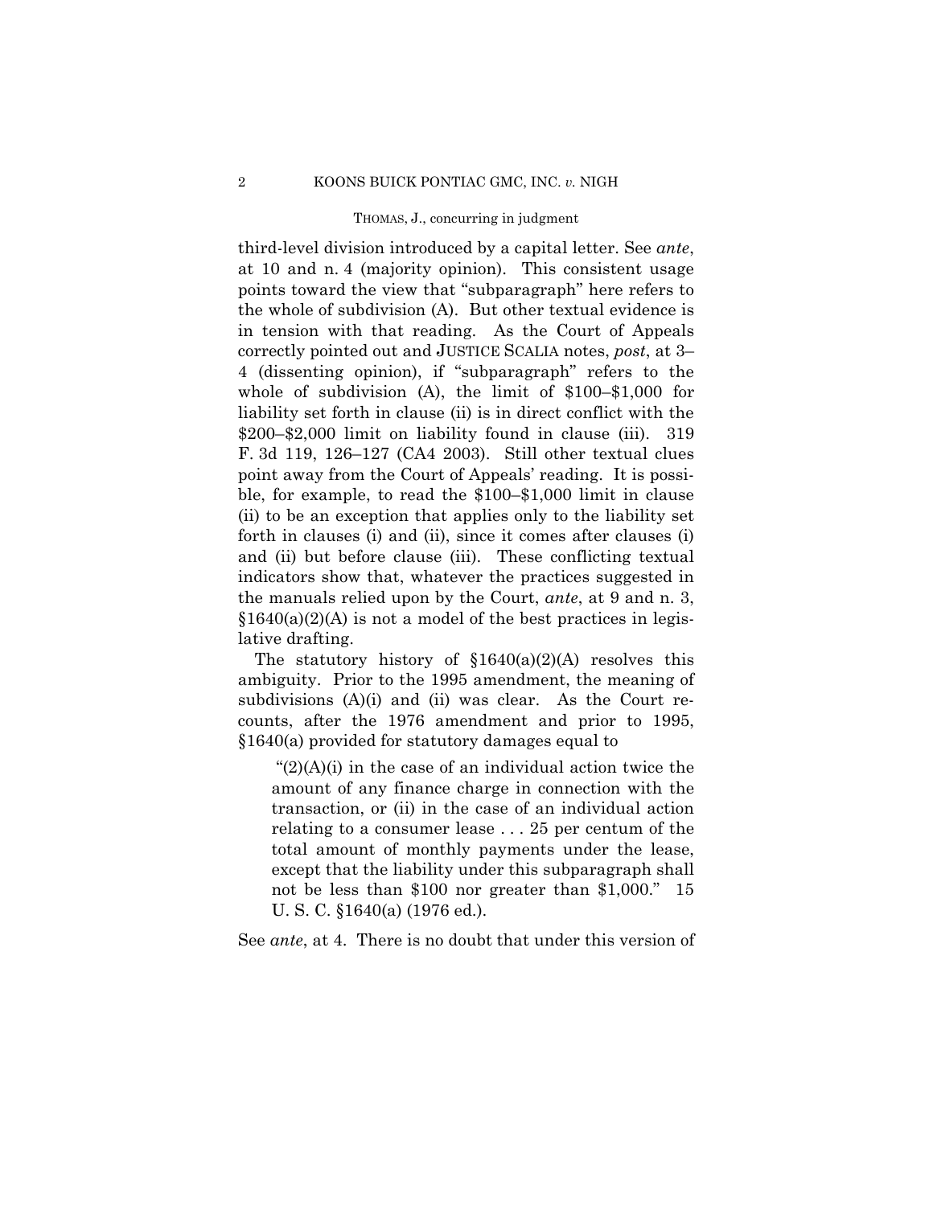third-level division introduced by a capital letter. See *ante*, at 10 and n. 4 (majority opinion). This consistent usage points toward the view that "subparagraph" here refers to the whole of subdivision (A). But other textual evidence is in tension with that reading. As the Court of Appeals correctly pointed out and JUSTICE SCALIA notes, *post*, at 3–4 (dissenting opinion), if "subparagraph" refers to the whole of subdivision (A), the limit of $100–$1,000 for liability set forth in clause (ii) is in direct conflict with the $200–$2,000 limit on liability found in clause (iii). 319 F. 3d 119, 126–127 (CA4 2003). Still other textual clues point away from the Court of Appeals' reading. It is possible, for example, to read the $100–$1,000 limit in clause (ii) to be an exception that applies only to the liability set forth in clauses (i) and (ii), since it comes after clauses (i) and (ii) but before clause (iii). These conflicting textual indicators show that, whatever the practices suggested in the manuals relied upon by the Court, *ante*, at 9 and n. 3, §1640(a)(2)(A) is not a model of the best practices in legislative drafting.

The statutory history of §1640(a)(2)(A) resolves this ambiguity. Prior to the 1995 amendment, the meaning of subdivisions (A)(i) and (ii) was clear. As the Court recounts, after the 1976 amendment and prior to 1995, §1640(a) provided for statutory damages equal to

> "(2)(A)(i) in the case of an individual action twice the amount of any finance charge in connection with the transaction, or (ii) in the case of an individual action relating to a consumer lease . . . 25 per centum of the total amount of monthly payments under the lease, except that the liability under this subparagraph shall not be less than $100 nor greater than $1,000." 15 U. S. C. §1640(a) (1976 ed.).

See *ante*, at 4. There is no doubt that under this version of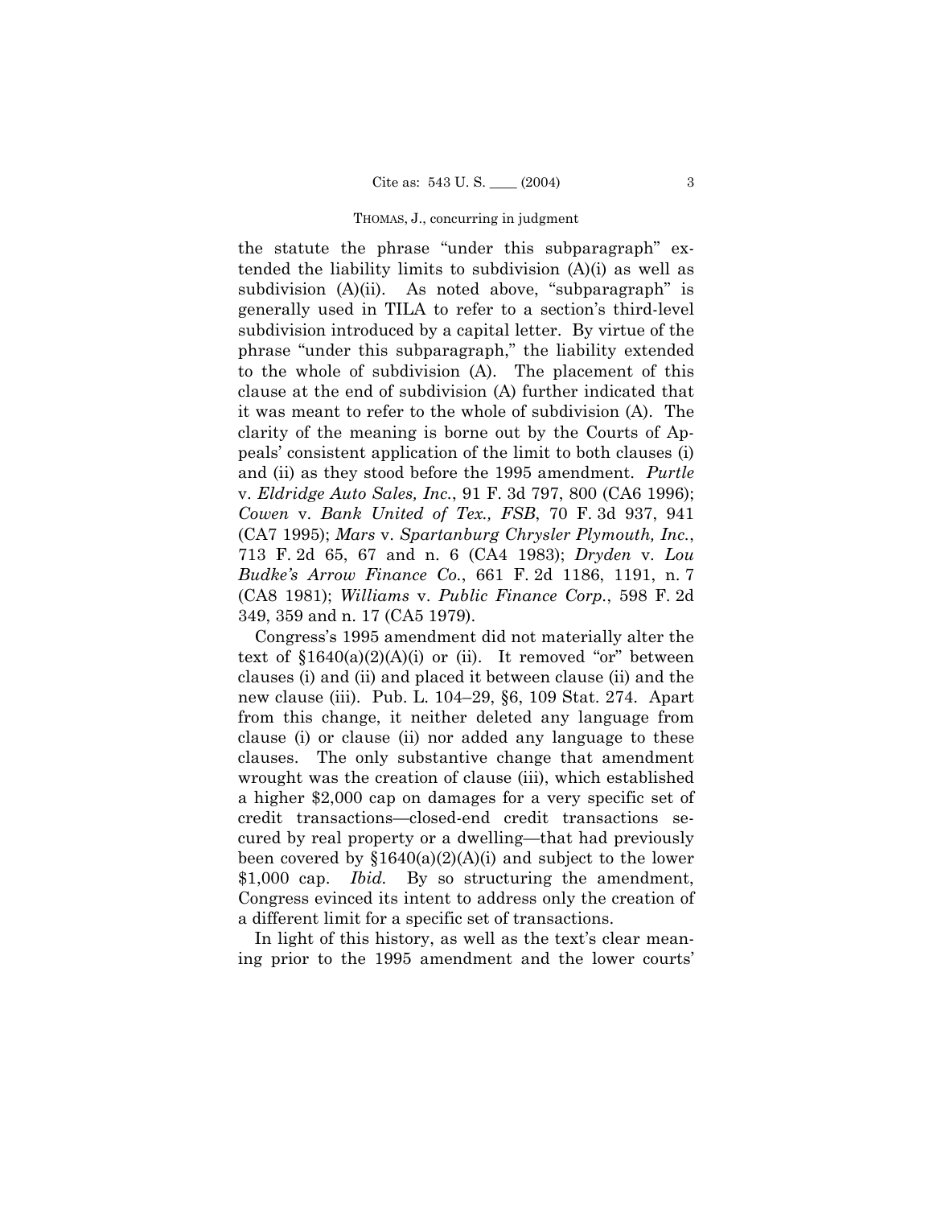the statute the phrase "under this subparagraph" extended the liability limits to subdivision (A)(i) as well as subdivision (A)(ii). As noted above, "subparagraph" is generally used in TILA to refer to a section's third-level subdivision introduced by a capital letter. By virtue of the phrase "under this subparagraph," the liability extended to the whole of subdivision (A). The placement of this clause at the end of subdivision (A) further indicated that it was meant to refer to the whole of subdivision (A). The clarity of the meaning is borne out by the Courts of Appeals' consistent application of the limit to both clauses (i) and (ii) as they stood before the 1995 amendment. *Purtle* v. *Eldridge Auto Sales, Inc.*, 91 F. 3d 797, 800 (CA6 1996); *Cowen* v. *Bank United of Tex., FSB*, 70 F. 3d 937, 941 (CA7 1995); *Mars* v. *Spartanburg Chrysler Plymouth, Inc.*, 713 F. 2d 65, 67 and n. 6 (CA4 1983); *Dryden* v. *Lou Budke's Arrow Finance Co.*, 661 F. 2d 1186, 1191, n. 7 (CA8 1981); *Williams* v. *Public Finance Corp.*, 598 F. 2d 349, 359 and n. 17 (CA5 1979).

Congress's 1995 amendment did not materially alter the text of §1640(a)(2)(A)(i) or (ii). It removed "or" between clauses (i) and (ii) and placed it between clause (ii) and the new clause (iii). Pub. L. 104–29, §6, 109 Stat. 274. Apart from this change, it neither deleted any language from clause (i) or clause (ii) nor added any language to these clauses. The only substantive change that amendment wrought was the creation of clause (iii), which established a higher $2,000 cap on damages for a very specific set of credit transactions—closed-end credit transactions secured by real property or a dwelling—that had previously been covered by §1640(a)(2)(A)(i) and subject to the lower $1,000 cap. *Ibid.* By so structuring the amendment, Congress evinced its intent to address only the creation of a different limit for a specific set of transactions.

In light of this history, as well as the text's clear meaning prior to the 1995 amendment and the lower courts'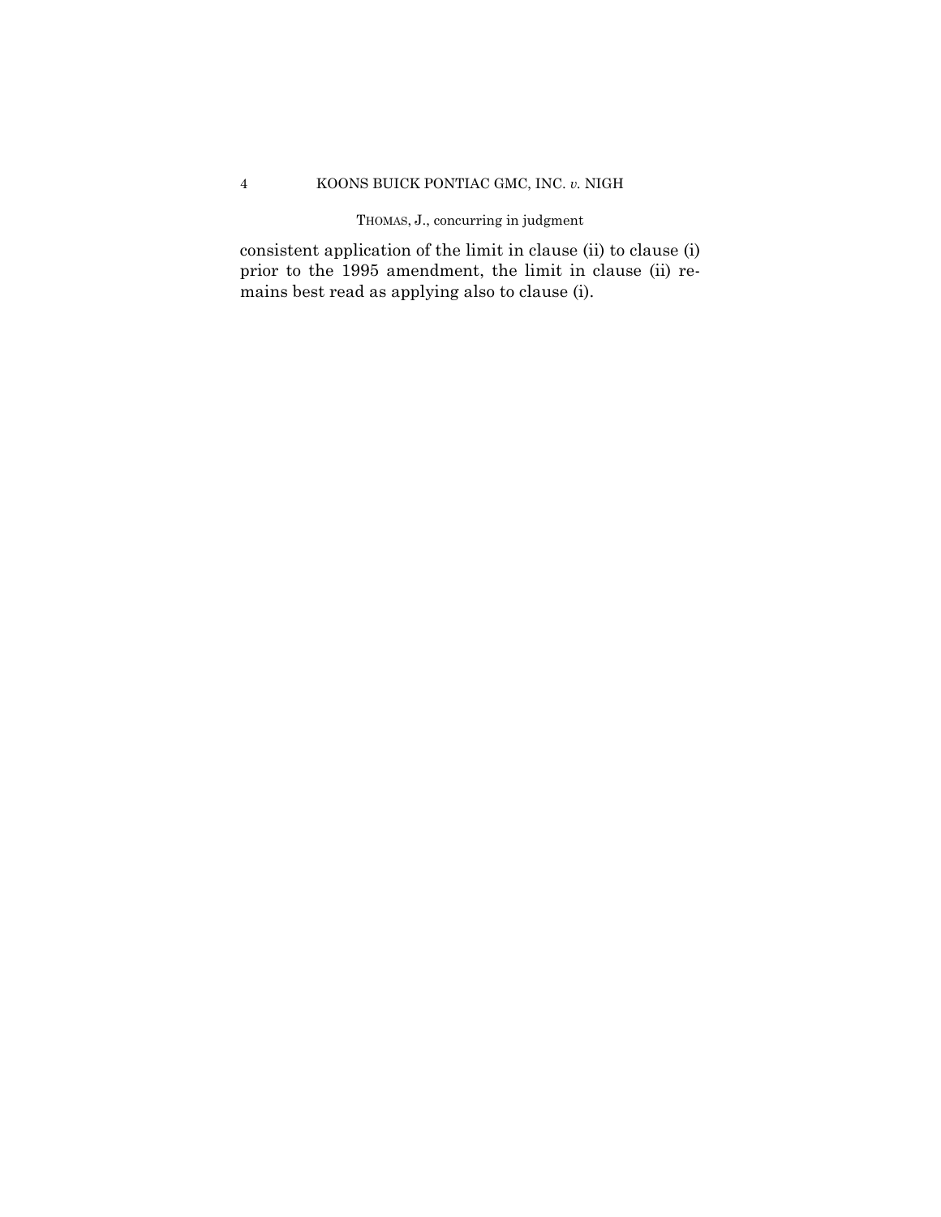consistent application of the limit in clause (ii) to clause (i) prior to the 1995 amendment, the limit in clause (ii) remains best read as applying also to clause (i).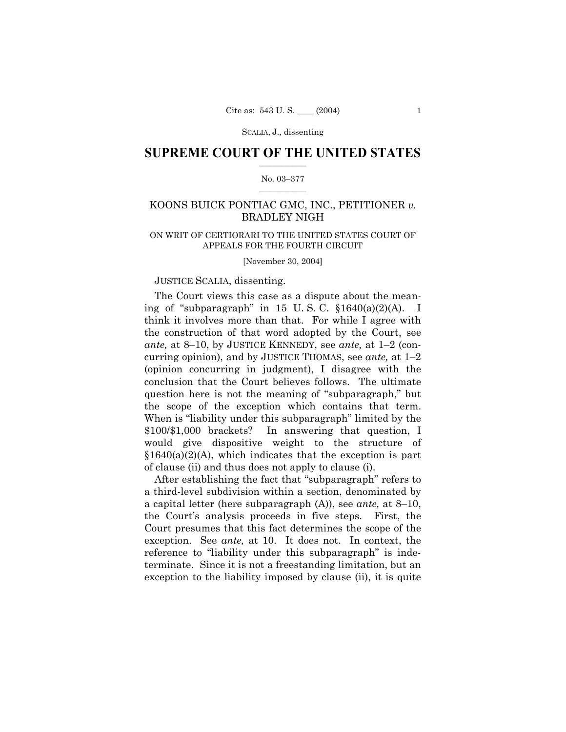SUPREME COURT OF THE UNITED STATES

No. 03–377

KOONS BUICK PONTIAC GMC, INC., PETITIONER *v.* BRADLEY NIGH

ON WRIT OF CERTIORARI TO THE UNITED STATES COURT OF APPEALS FOR THE FOURTH CIRCUIT

[November 30, 2004]

JUSTICE SCALIA, dissenting.

The Court views this case as a dispute about the meaning of "subparagraph" in 15 U. S. C. §1640(a)(2)(A). I think it involves more than that. For while I agree with the construction of that word adopted by the Court, see *ante,* at 8–10, by JUSTICE KENNEDY, see *ante,* at 1–2 (concurring opinion), and by JUSTICE THOMAS, see *ante,* at 1–2 (opinion concurring in judgment), I disagree with the conclusion that the Court believes follows. The ultimate question here is not the meaning of "subparagraph," but the scope of the exception which contains that term. When is "liability under this subparagraph" limited by the $100/$1,000 brackets? In answering that question, I would give dispositive weight to the structure of §1640(a)(2)(A), which indicates that the exception is part of clause (ii) and thus does not apply to clause (i).

After establishing the fact that "subparagraph" refers to a third-level subdivision within a section, denominated by a capital letter (here subparagraph (A)), see *ante,* at 8–10, the Court's analysis proceeds in five steps. First, the Court presumes that this fact determines the scope of the exception. See *ante,* at 10. It does not. In context, the reference to "liability under this subparagraph" is indeterminate. Since it is not a freestanding limitation, but an exception to the liability imposed by clause (ii), it is quite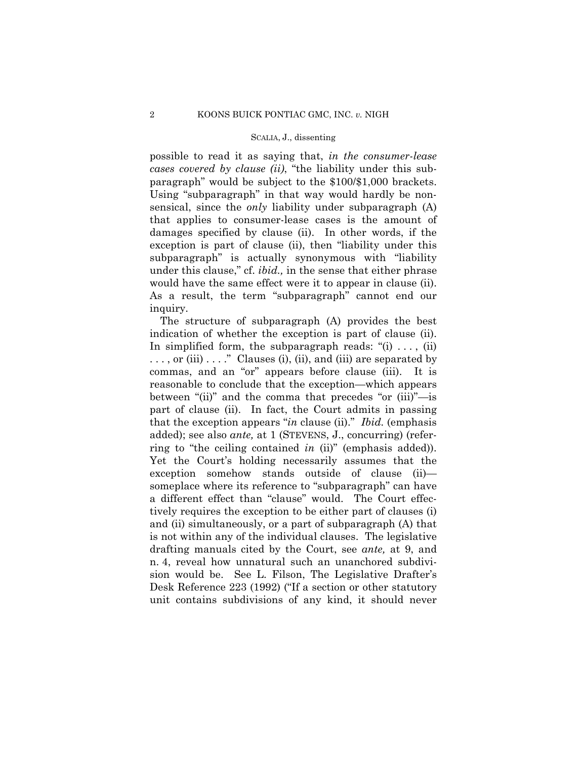possible to read it as saying that, *in the consumer-lease cases covered by clause (ii)*, "the liability under this subparagraph" would be subject to the $100/$1,000 brackets. Using "subparagraph" in that way would hardly be nonsensical, since the *only* liability under subparagraph (A) that applies to consumer-lease cases is the amount of damages specified by clause (ii). In other words, if the exception is part of clause (ii), then "liability under this subparagraph" is actually synonymous with "liability under this clause," cf. *ibid.,* in the sense that either phrase would have the same effect were it to appear in clause (ii). As a result, the term "subparagraph" cannot end our inquiry.

The structure of subparagraph (A) provides the best indication of whether the exception is part of clause (ii). In simplified form, the subparagraph reads: "(i) . . . , (ii) . . . , or (iii) . . . ." Clauses (i), (ii), and (iii) are separated by commas, and an "or" appears before clause (iii). It is reasonable to conclude that the exception—which appears between "(ii)" and the comma that precedes "or (iii)"—is part of clause (ii). In fact, the Court admits in passing that the exception appears "*in* clause (ii)." *Ibid.* (emphasis added); see also *ante,* at 1 (STEVENS, J., concurring) (referring to "the ceiling contained *in* (ii)" (emphasis added)). Yet the Court's holding necessarily assumes that the exception somehow stands outside of clause (ii)—someplace where its reference to "subparagraph" can have a different effect than "clause" would. The Court effectively requires the exception to be either part of clauses (i) and (ii) simultaneously, or a part of subparagraph (A) that is not within any of the individual clauses. The legislative drafting manuals cited by the Court, see *ante,* at 9, and n. 4, reveal how unnatural such an unanchored subdivision would be. See L. Filson, The Legislative Drafter's Desk Reference 223 (1992) ("If a section or other statutory unit contains subdivisions of any kind, it should never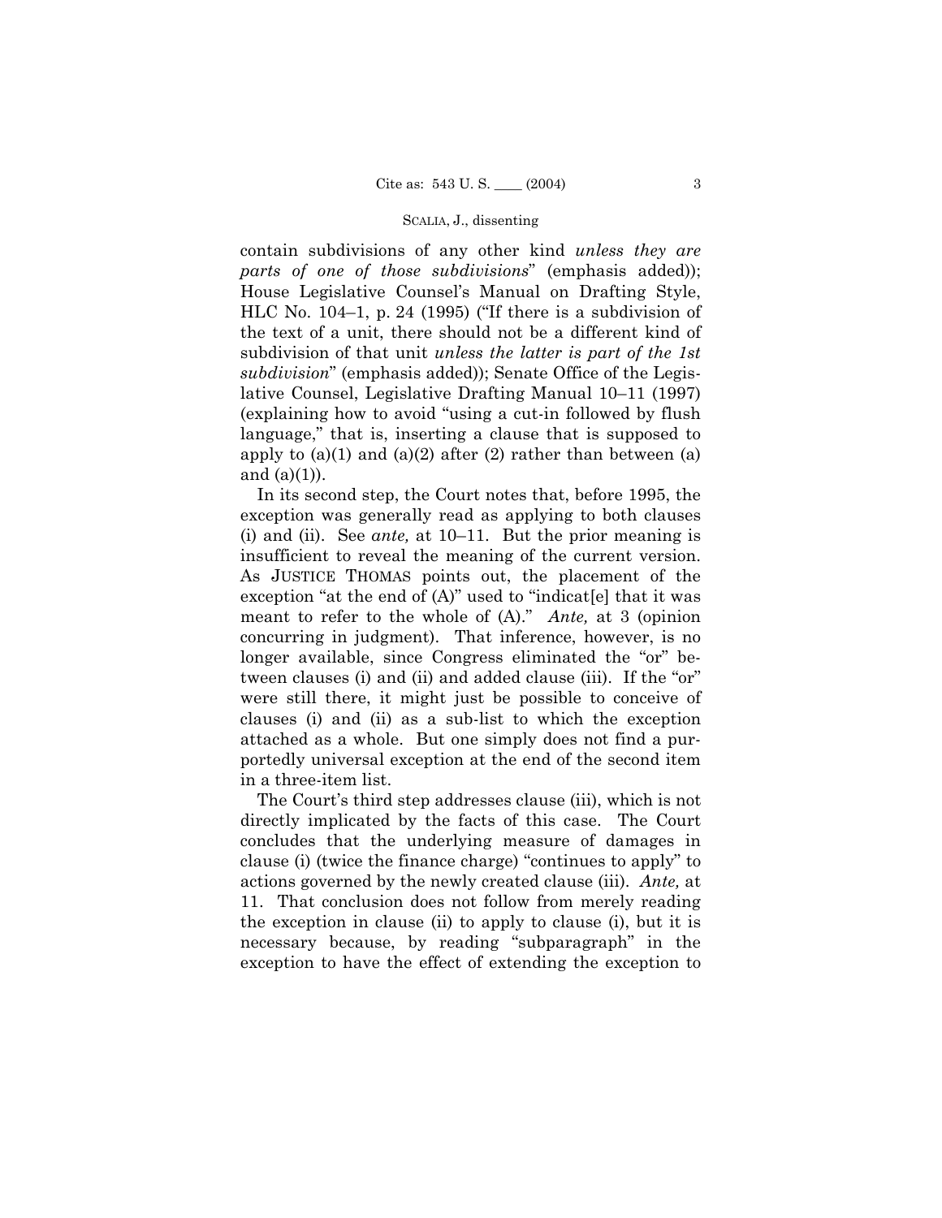contain subdivisions of any other kind *unless they are parts of one of those subdivisions*" (emphasis added)); House Legislative Counsel's Manual on Drafting Style, HLC No. 104–1, p. 24 (1995) ("If there is a subdivision of the text of a unit, there should not be a different kind of subdivision of that unit *unless the latter is part of the 1st subdivision*" (emphasis added)); Senate Office of the Legislative Counsel, Legislative Drafting Manual 10–11 (1997) (explaining how to avoid "using a cut-in followed by flush language," that is, inserting a clause that is supposed to apply to (a)(1) and (a)(2) after (2) rather than between (a) and (a)(1)).

In its second step, the Court notes that, before 1995, the exception was generally read as applying to both clauses (i) and (ii). See *ante,* at 10–11. But the prior meaning is insufficient to reveal the meaning of the current version. As JUSTICE THOMAS points out, the placement of the exception "at the end of (A)" used to "indicat[e] that it was meant to refer to the whole of (A)." *Ante,* at 3 (opinion concurring in judgment). That inference, however, is no longer available, since Congress eliminated the "or" between clauses (i) and (ii) and added clause (iii). If the "or" were still there, it might just be possible to conceive of clauses (i) and (ii) as a sub-list to which the exception attached as a whole. But one simply does not find a purportedly universal exception at the end of the second item in a three-item list.

The Court's third step addresses clause (iii), which is not directly implicated by the facts of this case. The Court concludes that the underlying measure of damages in clause (i) (twice the finance charge) "continues to apply" to actions governed by the newly created clause (iii). *Ante,* at 11. That conclusion does not follow from merely reading the exception in clause (ii) to apply to clause (i), but it is necessary because, by reading "subparagraph" in the exception to have the effect of extending the exception to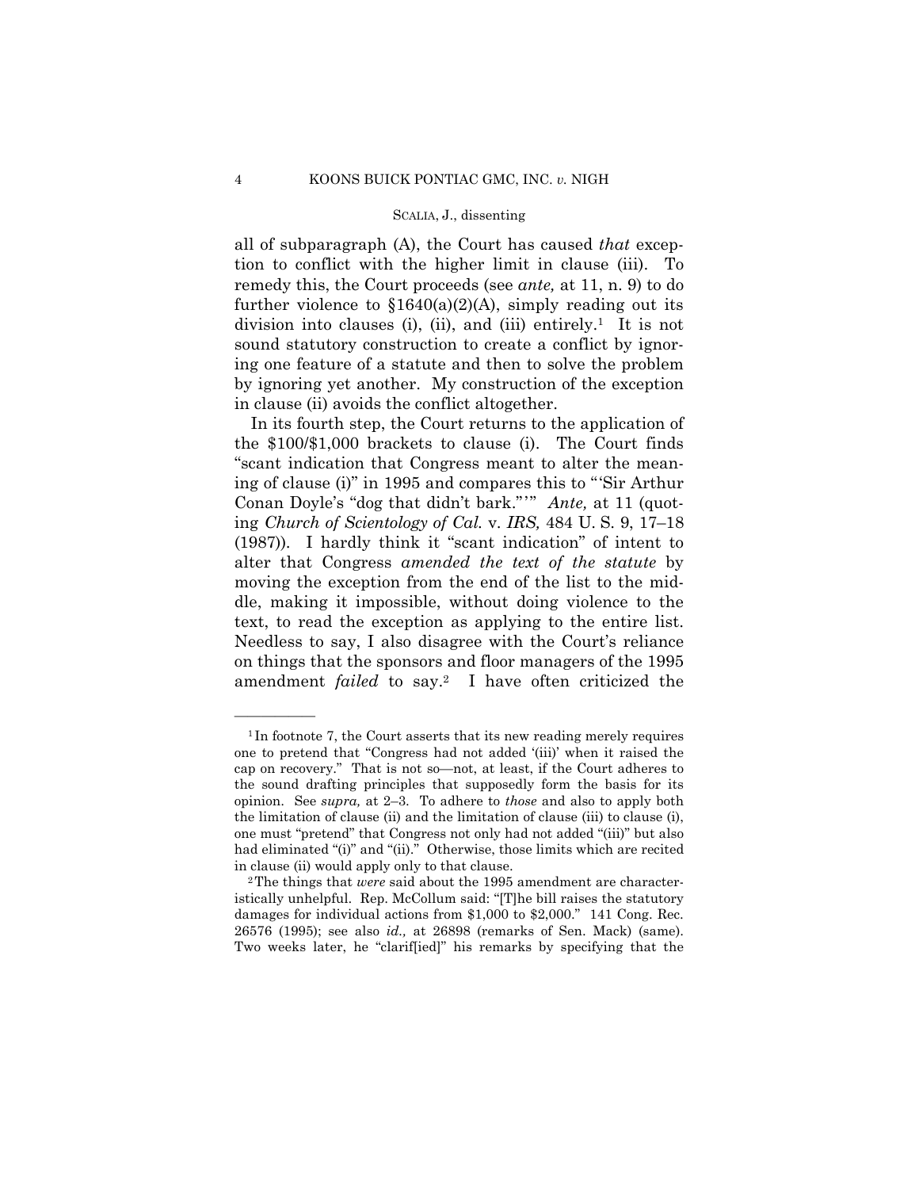all of subparagraph (A), the Court has caused *that* exception to conflict with the higher limit in clause (iii). To remedy this, the Court proceeds (see *ante,* at 11, n. 9) to do further violence to §1640(a)(2)(A), simply reading out its division into clauses (i), (ii), and (iii) entirely.[1] It is not sound statutory construction to create a conflict by ignoring one feature of a statute and then to solve the problem by ignoring yet another. My construction of the exception in clause (ii) avoids the conflict altogether.

In its fourth step, the Court returns to the application of the $100/$1,000 brackets to clause (i). The Court finds "scant indication that Congress meant to alter the meaning of clause (i)" in 1995 and compares this to "'Sir Arthur Conan Doyle's "dog that didn't bark."'" *Ante,* at 11 (quoting *Church of Scientology of Cal.* v. *IRS,* 484 U. S. 9, 17–18 (1987)). I hardly think it "scant indication" of intent to alter that Congress *amended the text of the statute* by moving the exception from the end of the list to the middle, making it impossible, without doing violence to the text, to read the exception as applying to the entire list. Needless to say, I also disagree with the Court's reliance on things that the sponsors and floor managers of the 1995 amendment *failed* to say.[2] I have often criticized the

---

[1] In footnote 7, the Court asserts that its new reading merely requires one to pretend that "Congress had not added '(iii)' when it raised the cap on recovery." That is not so—not, at least, if the Court adheres to the sound drafting principles that supposedly form the basis for its opinion. See *supra,* at 2–3. To adhere to *those* and also to apply both the limitation of clause (ii) and the limitation of clause (iii) to clause (i), one must "pretend" that Congress not only had not added "(iii)" but also had eliminated "(i)" and "(ii)." Otherwise, those limits which are recited in clause (ii) would apply only to that clause.

[2] The things that *were* said about the 1995 amendment are characteristically unhelpful. Rep. McCollum said: "[T]he bill raises the statutory damages for individual actions from $1,000 to $2,000." 141 Cong. Rec. 26576 (1995); see also *id.,* at 26898 (remarks of Sen. Mack) (same). Two weeks later, he "clarif[ied]" his remarks by specifying that the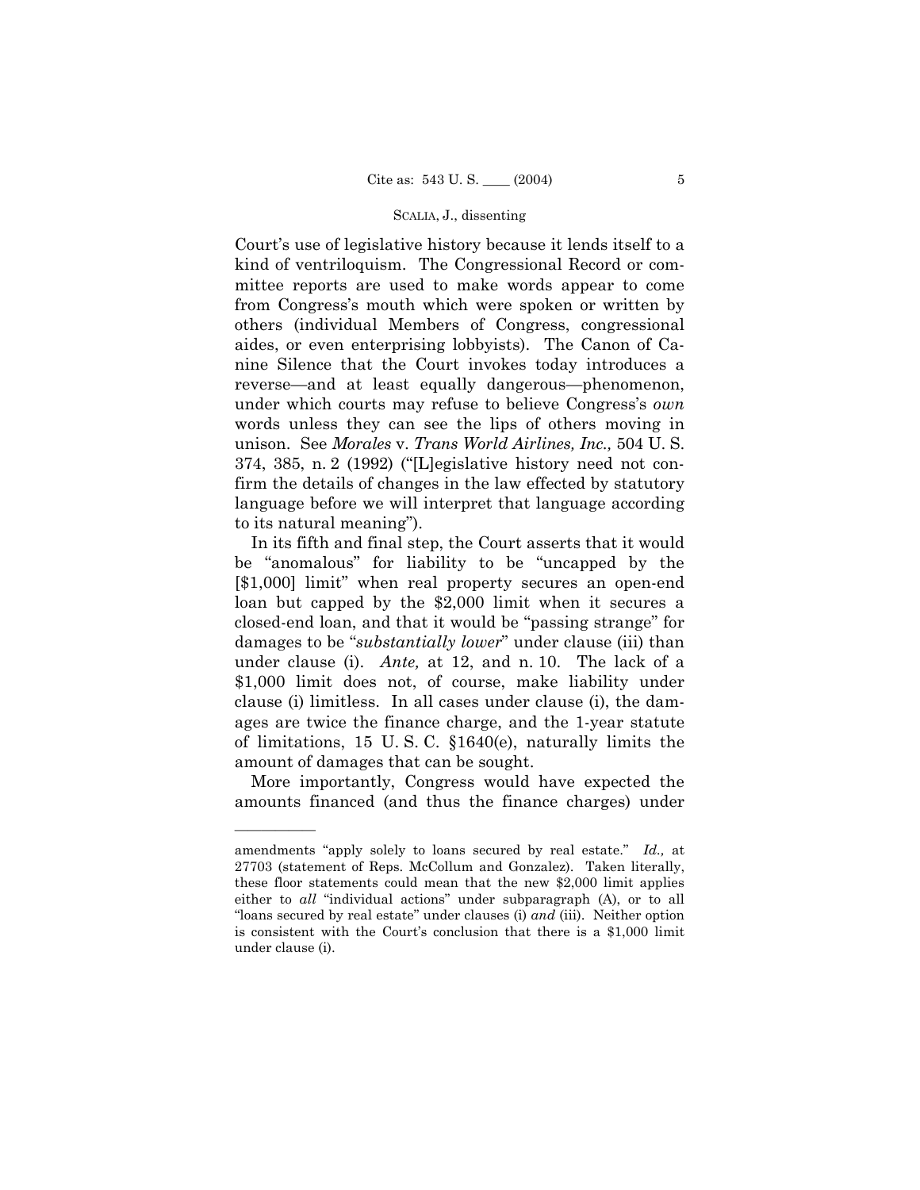Court's use of legislative history because it lends itself to a kind of ventriloquism. The Congressional Record or committee reports are used to make words appear to come from Congress's mouth which were spoken or written by others (individual Members of Congress, congressional aides, or even enterprising lobbyists). The Canon of Canine Silence that the Court invokes today introduces a reverse—and at least equally dangerous—phenomenon, under which courts may refuse to believe Congress's *own* words unless they can see the lips of others moving in unison. See *Morales* v. *Trans World Airlines, Inc.,* 504 U. S. 374, 385, n. 2 (1992) ("[L]egislative history need not confirm the details of changes in the law effected by statutory language before we will interpret that language according to its natural meaning").

In its fifth and final step, the Court asserts that it would be "anomalous" for liability to be "uncapped by the [$1,000] limit" when real property secures an open-end loan but capped by the $2,000 limit when it secures a closed-end loan, and that it would be "passing strange" for damages to be "*substantially lower*" under clause (iii) than under clause (i). *Ante,* at 12, and n. 10. The lack of a $1,000 limit does not, of course, make liability under clause (i) limitless. In all cases under clause (i), the damages are twice the finance charge, and the 1-year statute of limitations, 15 U. S. C. §1640(e), naturally limits the amount of damages that can be sought.

More importantly, Congress would have expected the amounts financed (and thus the finance charges) under

---

amendments "apply solely to loans secured by real estate." *Id.,* at 27703 (statement of Reps. McCollum and Gonzalez). Taken literally, these floor statements could mean that the new $2,000 limit applies either to *all* "individual actions" under subparagraph (A), or to all "loans secured by real estate" under clauses (i) *and* (iii). Neither option is consistent with the Court's conclusion that there is a $1,000 limit under clause (i).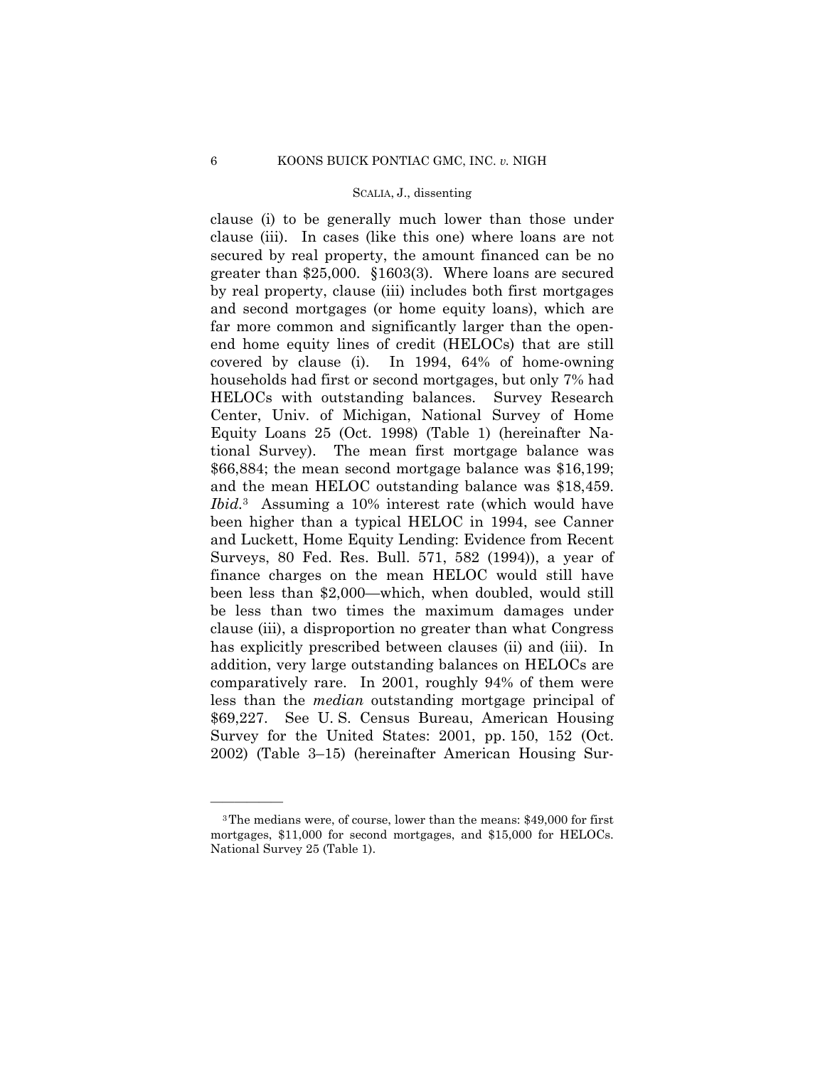clause (i) to be generally much lower than those under clause (iii). In cases (like this one) where loans are not secured by real property, the amount financed can be no greater than $25,000. §1603(3). Where loans are secured by real property, clause (iii) includes both first mortgages and second mortgages (or home equity loans), which are far more common and significantly larger than the open-end home equity lines of credit (HELOCs) that are still covered by clause (i). In 1994, 64% of home-owning households had first or second mortgages, but only 7% had HELOCs with outstanding balances. Survey Research Center, Univ. of Michigan, National Survey of Home Equity Loans 25 (Oct. 1998) (Table 1) (hereinafter National Survey). The mean first mortgage balance was $66,884; the mean second mortgage balance was $16,199; and the mean HELOC outstanding balance was $18,459. *Ibid.*[3] Assuming a 10% interest rate (which would have been higher than a typical HELOC in 1994, see Canner and Luckett, Home Equity Lending: Evidence from Recent Surveys, 80 Fed. Res. Bull. 571, 582 (1994)), a year of finance charges on the mean HELOC would still have been less than $2,000—which, when doubled, would still be less than two times the maximum damages under clause (iii), a disproportion no greater than what Congress has explicitly prescribed between clauses (ii) and (iii). In addition, very large outstanding balances on HELOCs are comparatively rare. In 2001, roughly 94% of them were less than the *median* outstanding mortgage principal of $69,227. See U. S. Census Bureau, American Housing Survey for the United States: 2001, pp. 150, 152 (Oct. 2002) (Table 3–15) (hereinafter American Housing Sur-

---

[3] The medians were, of course, lower than the means: $49,000 for first mortgages, $11,000 for second mortgages, and $15,000 for HELOCs. National Survey 25 (Table 1).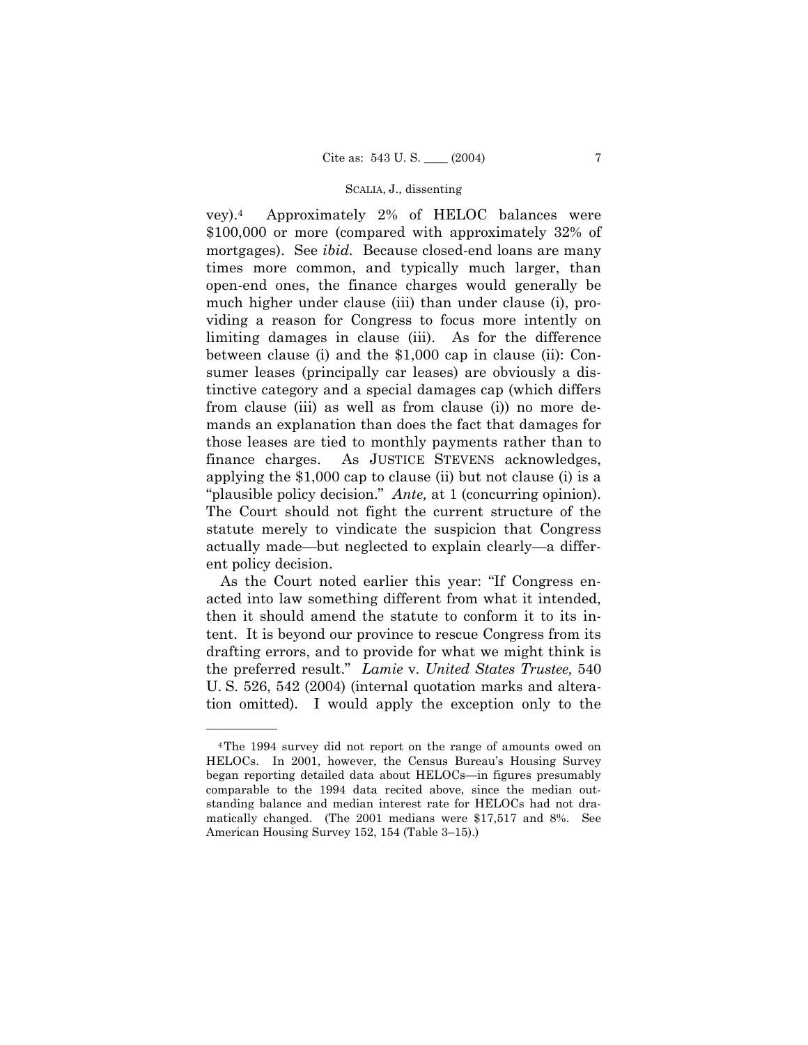vey).[4] Approximately 2% of HELOC balances were $100,000 or more (compared with approximately 32% of mortgages). See *ibid.* Because closed-end loans are many times more common, and typically much larger, than open-end ones, the finance charges would generally be much higher under clause (iii) than under clause (i), providing a reason for Congress to focus more intently on limiting damages in clause (iii). As for the difference between clause (i) and the $1,000 cap in clause (ii): Consumer leases (principally car leases) are obviously a distinctive category and a special damages cap (which differs from clause (iii) as well as from clause (i)) no more demands an explanation than does the fact that damages for those leases are tied to monthly payments rather than to finance charges. As JUSTICE STEVENS acknowledges, applying the $1,000 cap to clause (ii) but not clause (i) is a "plausible policy decision." *Ante,* at 1 (concurring opinion). The Court should not fight the current structure of the statute merely to vindicate the suspicion that Congress actually made—but neglected to explain clearly—a different policy decision.

As the Court noted earlier this year: "If Congress enacted into law something different from what it intended, then it should amend the statute to conform it to its intent. It is beyond our province to rescue Congress from its drafting errors, and to provide for what we might think is the preferred result." *Lamie* v. *United States Trustee,* 540 U. S. 526, 542 (2004) (internal quotation marks and alteration omitted). I would apply the exception only to the

---

[4] The 1994 survey did not report on the range of amounts owed on HELOCs. In 2001, however, the Census Bureau's Housing Survey began reporting detailed data about HELOCs—in figures presumably comparable to the 1994 data recited above, since the median outstanding balance and median interest rate for HELOCs had not dramatically changed. (The 2001 medians were $17,517 and 8%. See American Housing Survey 152, 154 (Table 3–15).)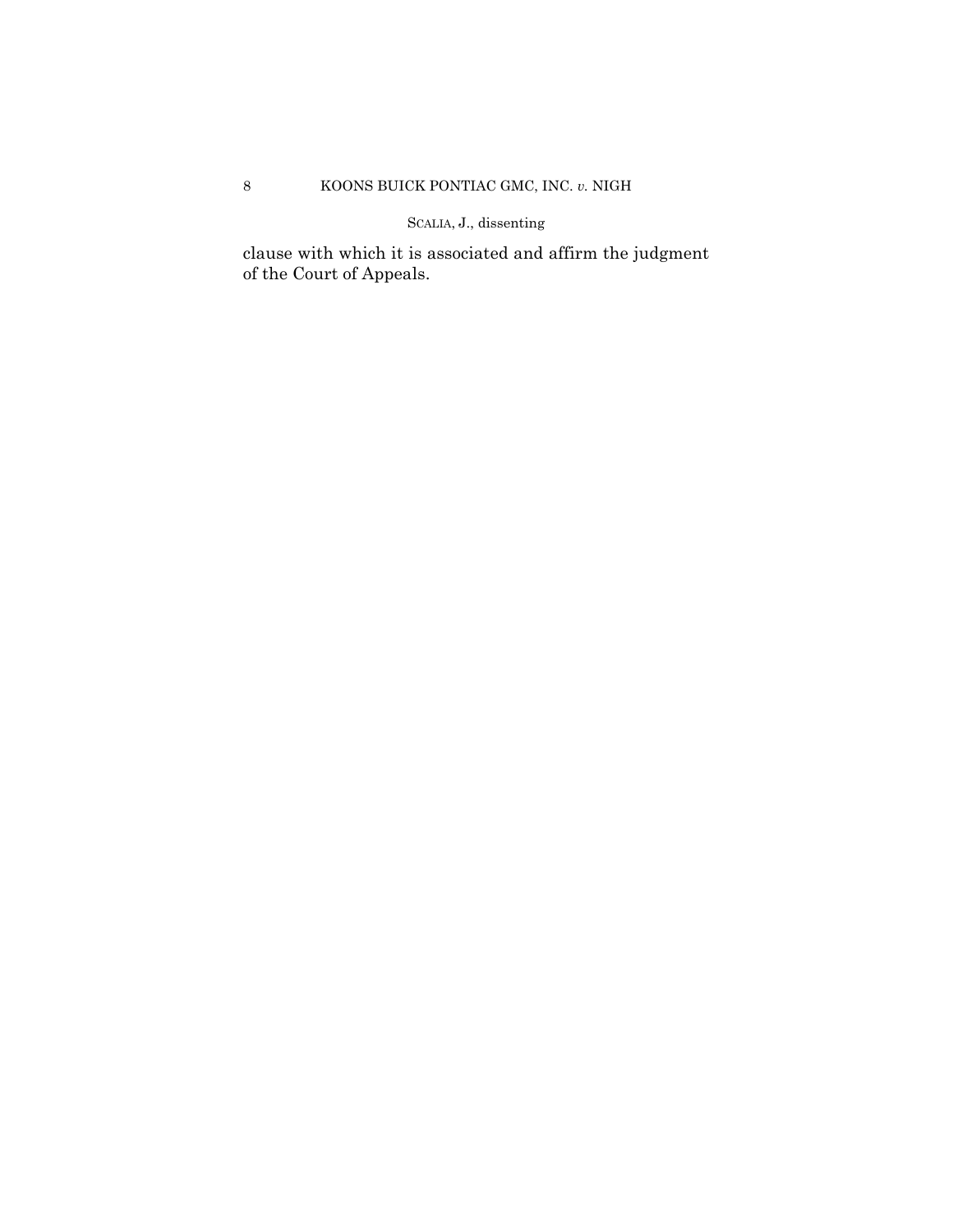clause with which it is associated and affirm the judgment of the Court of Appeals.